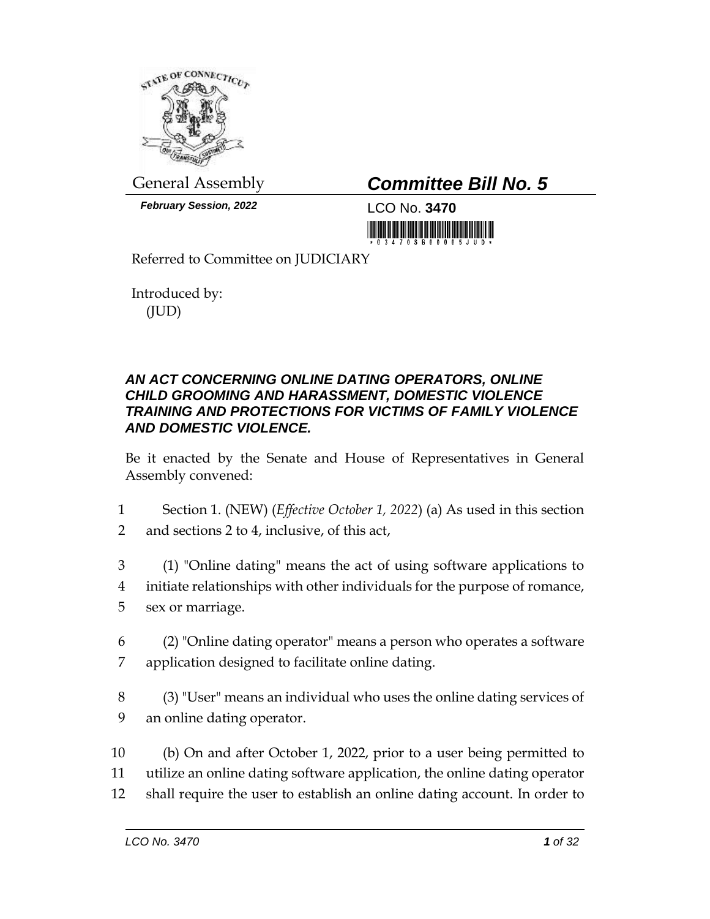General Assembly

***Committee Bill No. 5***

***February Session, 2022***

LCO No. **3470**

Referred to Committee on JUDICIARY

Introduced by:
(JUD)

***AN ACT CONCERNING ONLINE DATING OPERATORS, ONLINE CHILD GROOMING AND HARASSMENT, DOMESTIC VIOLENCE TRAINING AND PROTECTIONS FOR VICTIMS OF FAMILY VIOLENCE AND DOMESTIC VIOLENCE.***

Be it enacted by the Senate and House of Representatives in General Assembly convened:

1 Section 1. (NEW) (*Effective October 1, 2022*) (a) As used in this section
2 and sections 2 to 4, inclusive, of this act,

3 (1) "Online dating" means the act of using software applications to
4 initiate relationships with other individuals for the purpose of romance,
5 sex or marriage.

6 (2) "Online dating operator" means a person who operates a software
7 application designed to facilitate online dating.

8 (3) "User" means an individual who uses the online dating services of
9 an online dating operator.

10 (b) On and after October 1, 2022, prior to a user being permitted to
11 utilize an online dating software application, the online dating operator
12 shall require the user to establish an online dating account. In order to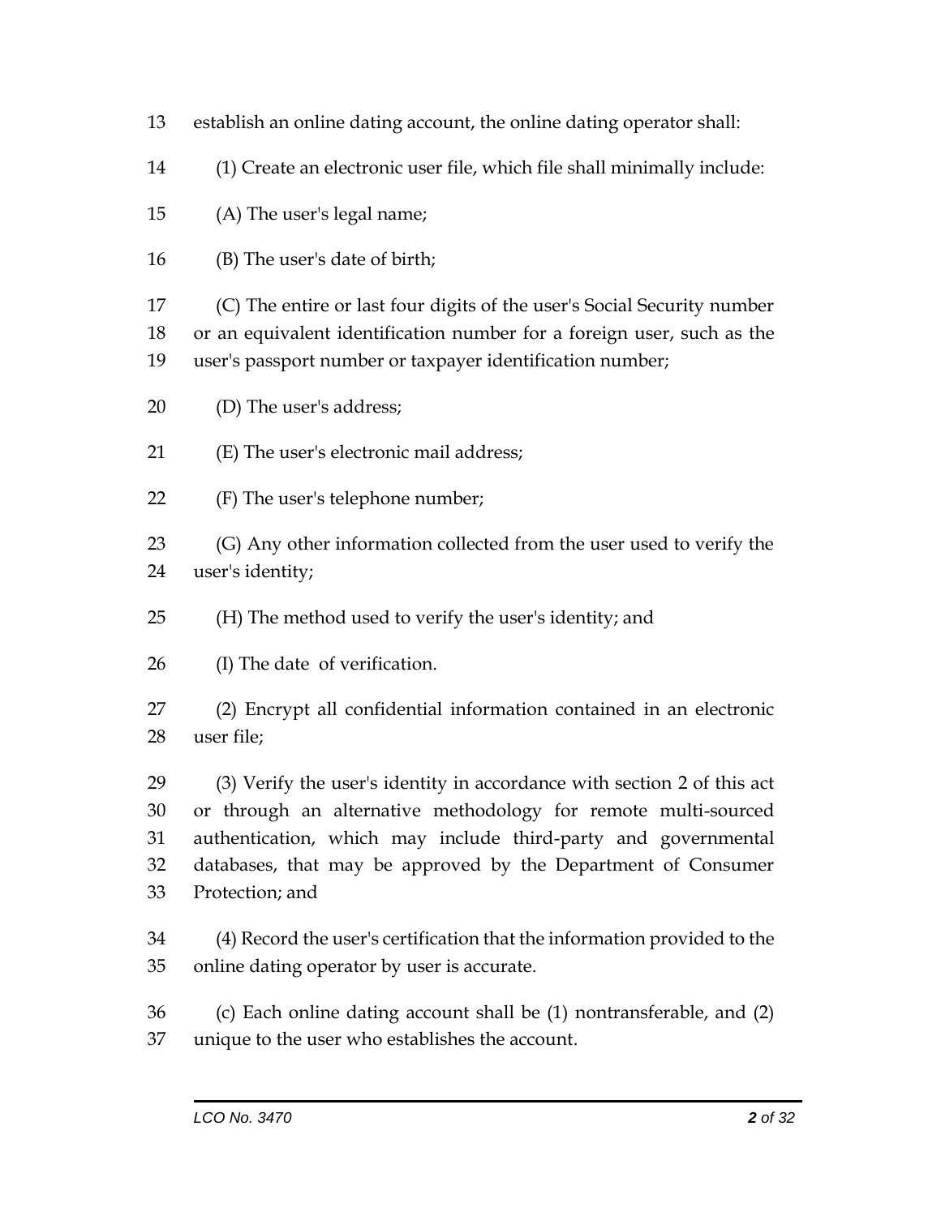establish an online dating account, the online dating operator shall:

(1) Create an electronic user file, which file shall minimally include:

(A) The user's legal name;

(B) The user's date of birth;

(C) The entire or last four digits of the user's Social Security number or an equivalent identification number for a foreign user, such as the user's passport number or taxpayer identification number;

(D) The user's address;

(E) The user's electronic mail address;

(F) The user's telephone number;

(G) Any other information collected from the user used to verify the user's identity;

(H) The method used to verify the user's identity; and

(I) The date of verification.

(2) Encrypt all confidential information contained in an electronic user file;

(3) Verify the user's identity in accordance with section 2 of this act or through an alternative methodology for remote multi-sourced authentication, which may include third-party and governmental databases, that may be approved by the Department of Consumer Protection; and

(4) Record the user's certification that the information provided to the online dating operator by user is accurate.

(c) Each online dating account shall be (1) nontransferable, and (2) unique to the user who establishes the account.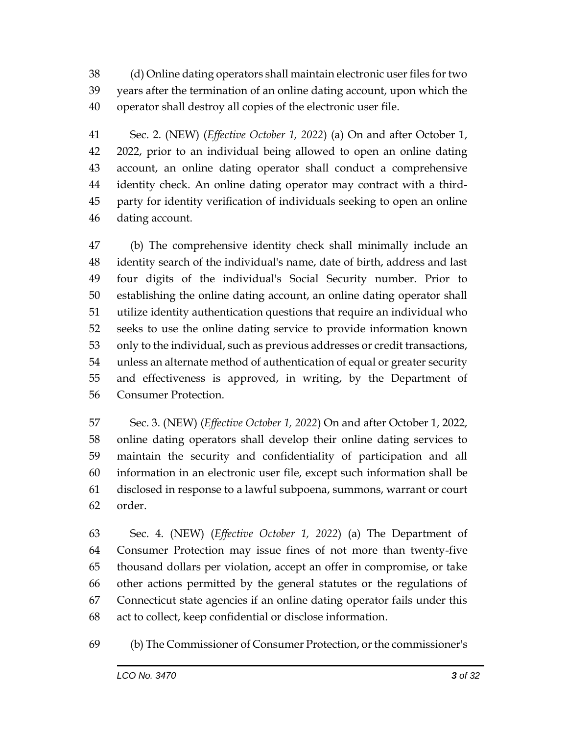(d) Online dating operators shall maintain electronic user files for two years after the termination of an online dating account, upon which the operator shall destroy all copies of the electronic user file.

Sec. 2. (NEW) (*Effective October 1, 2022*) (a) On and after October 1, 2022, prior to an individual being allowed to open an online dating account, an online dating operator shall conduct a comprehensive identity check. An online dating operator may contract with a third-party for identity verification of individuals seeking to open an online dating account.

(b) The comprehensive identity check shall minimally include an identity search of the individual's name, date of birth, address and last four digits of the individual's Social Security number. Prior to establishing the online dating account, an online dating operator shall utilize identity authentication questions that require an individual who seeks to use the online dating service to provide information known only to the individual, such as previous addresses or credit transactions, unless an alternate method of authentication of equal or greater security and effectiveness is approved, in writing, by the Department of Consumer Protection.

Sec. 3. (NEW) (*Effective October 1, 2022*) On and after October 1, 2022, online dating operators shall develop their online dating services to maintain the security and confidentiality of participation and all information in an electronic user file, except such information shall be disclosed in response to a lawful subpoena, summons, warrant or court order.

Sec. 4. (NEW) (*Effective October 1, 2022*) (a) The Department of Consumer Protection may issue fines of not more than twenty-five thousand dollars per violation, accept an offer in compromise, or take other actions permitted by the general statutes or the regulations of Connecticut state agencies if an online dating operator fails under this act to collect, keep confidential or disclose information.

(b) The Commissioner of Consumer Protection, or the commissioner's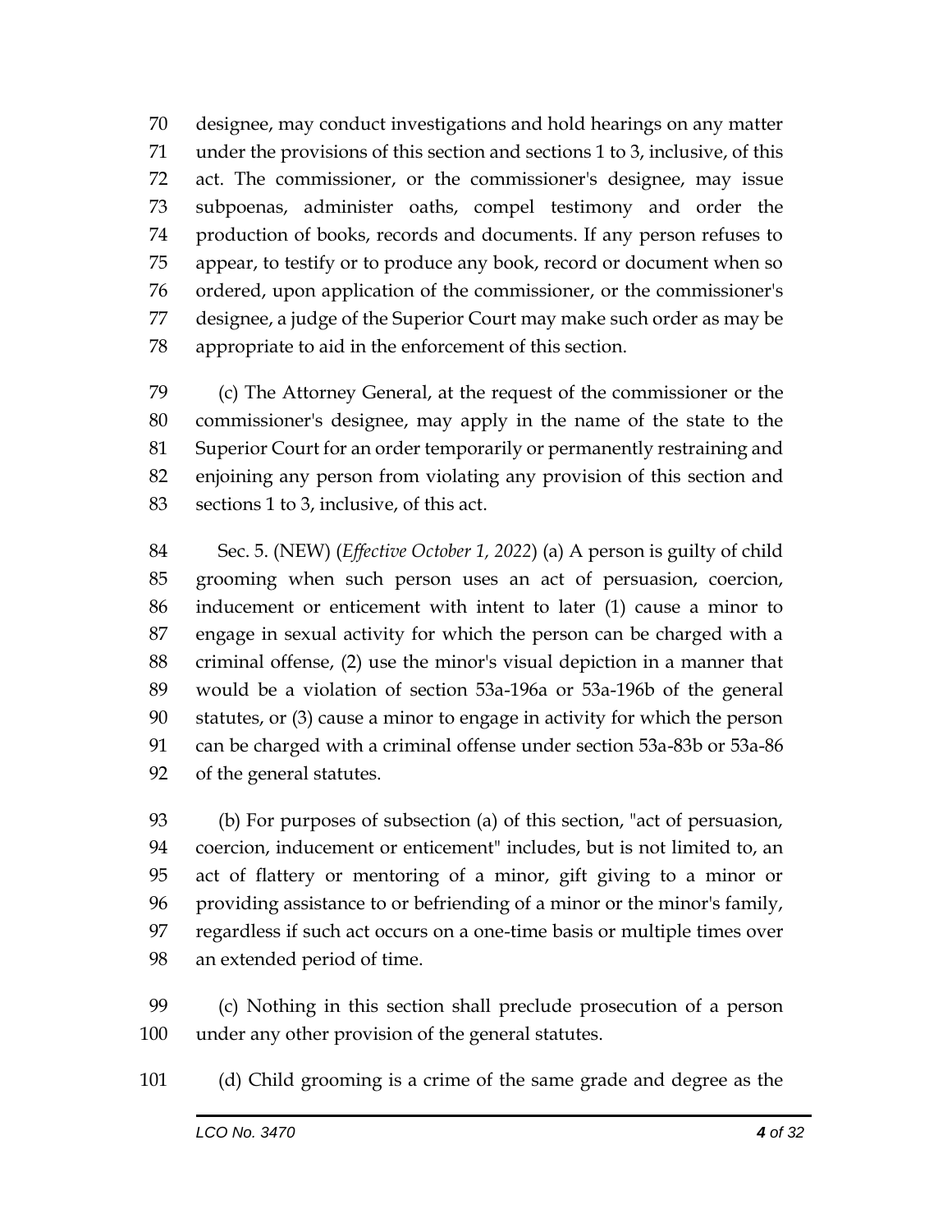designee, may conduct investigations and hold hearings on any matter under the provisions of this section and sections 1 to 3, inclusive, of this act. The commissioner, or the commissioner's designee, may issue subpoenas, administer oaths, compel testimony and order the production of books, records and documents. If any person refuses to appear, to testify or to produce any book, record or document when so ordered, upon application of the commissioner, or the commissioner's designee, a judge of the Superior Court may make such order as may be appropriate to aid in the enforcement of this section.

(c) The Attorney General, at the request of the commissioner or the commissioner's designee, may apply in the name of the state to the Superior Court for an order temporarily or permanently restraining and enjoining any person from violating any provision of this section and sections 1 to 3, inclusive, of this act.

Sec. 5. (NEW) (*Effective October 1, 2022*) (a) A person is guilty of child grooming when such person uses an act of persuasion, coercion, inducement or enticement with intent to later (1) cause a minor to engage in sexual activity for which the person can be charged with a criminal offense, (2) use the minor's visual depiction in a manner that would be a violation of section 53a-196a or 53a-196b of the general statutes, or (3) cause a minor to engage in activity for which the person can be charged with a criminal offense under section 53a-83b or 53a-86 of the general statutes.

(b) For purposes of subsection (a) of this section, "act of persuasion, coercion, inducement or enticement" includes, but is not limited to, an act of flattery or mentoring of a minor, gift giving to a minor or providing assistance to or befriending of a minor or the minor's family, regardless if such act occurs on a one-time basis or multiple times over an extended period of time.

(c) Nothing in this section shall preclude prosecution of a person under any other provision of the general statutes.

(d) Child grooming is a crime of the same grade and degree as the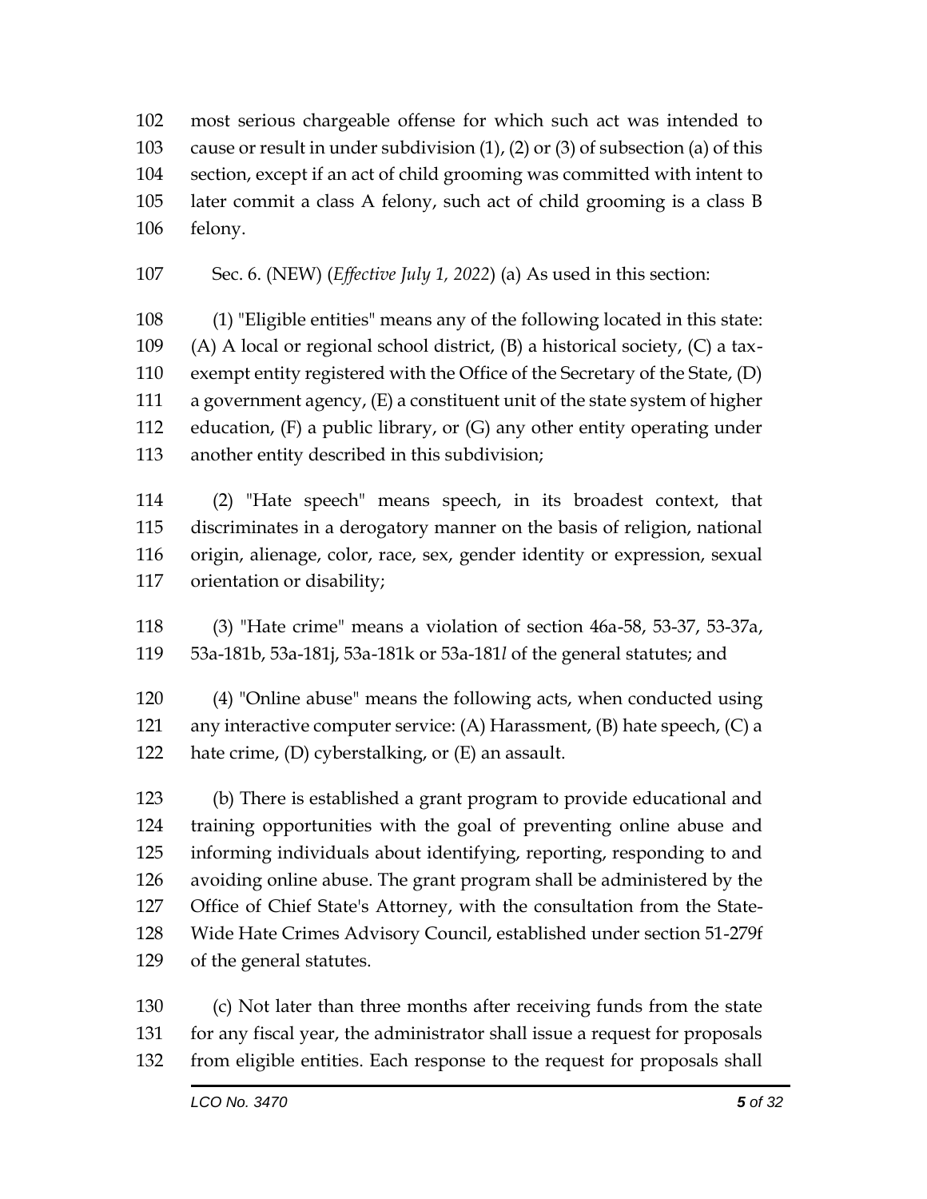most serious chargeable offense for which such act was intended to cause or result in under subdivision (1), (2) or (3) of subsection (a) of this section, except if an act of child grooming was committed with intent to later commit a class A felony, such act of child grooming is a class B felony.

Sec. 6. (NEW) (*Effective July 1, 2022*) (a) As used in this section:

(1) "Eligible entities" means any of the following located in this state: (A) A local or regional school district, (B) a historical society, (C) a tax-exempt entity registered with the Office of the Secretary of the State, (D) a government agency, (E) a constituent unit of the state system of higher education, (F) a public library, or (G) any other entity operating under another entity described in this subdivision;

(2) "Hate speech" means speech, in its broadest context, that discriminates in a derogatory manner on the basis of religion, national origin, alienage, color, race, sex, gender identity or expression, sexual orientation or disability;

(3) "Hate crime" means a violation of section 46a-58, 53-37, 53-37a, 53a-181b, 53a-181j, 53a-181k or 53a-181*l* of the general statutes; and

(4) "Online abuse" means the following acts, when conducted using any interactive computer service: (A) Harassment, (B) hate speech, (C) a hate crime, (D) cyberstalking, or (E) an assault.

(b) There is established a grant program to provide educational and training opportunities with the goal of preventing online abuse and informing individuals about identifying, reporting, responding to and avoiding online abuse. The grant program shall be administered by the Office of Chief State's Attorney, with the consultation from the State-Wide Hate Crimes Advisory Council, established under section 51-279f of the general statutes.

(c) Not later than three months after receiving funds from the state for any fiscal year, the administrator shall issue a request for proposals from eligible entities. Each response to the request for proposals shall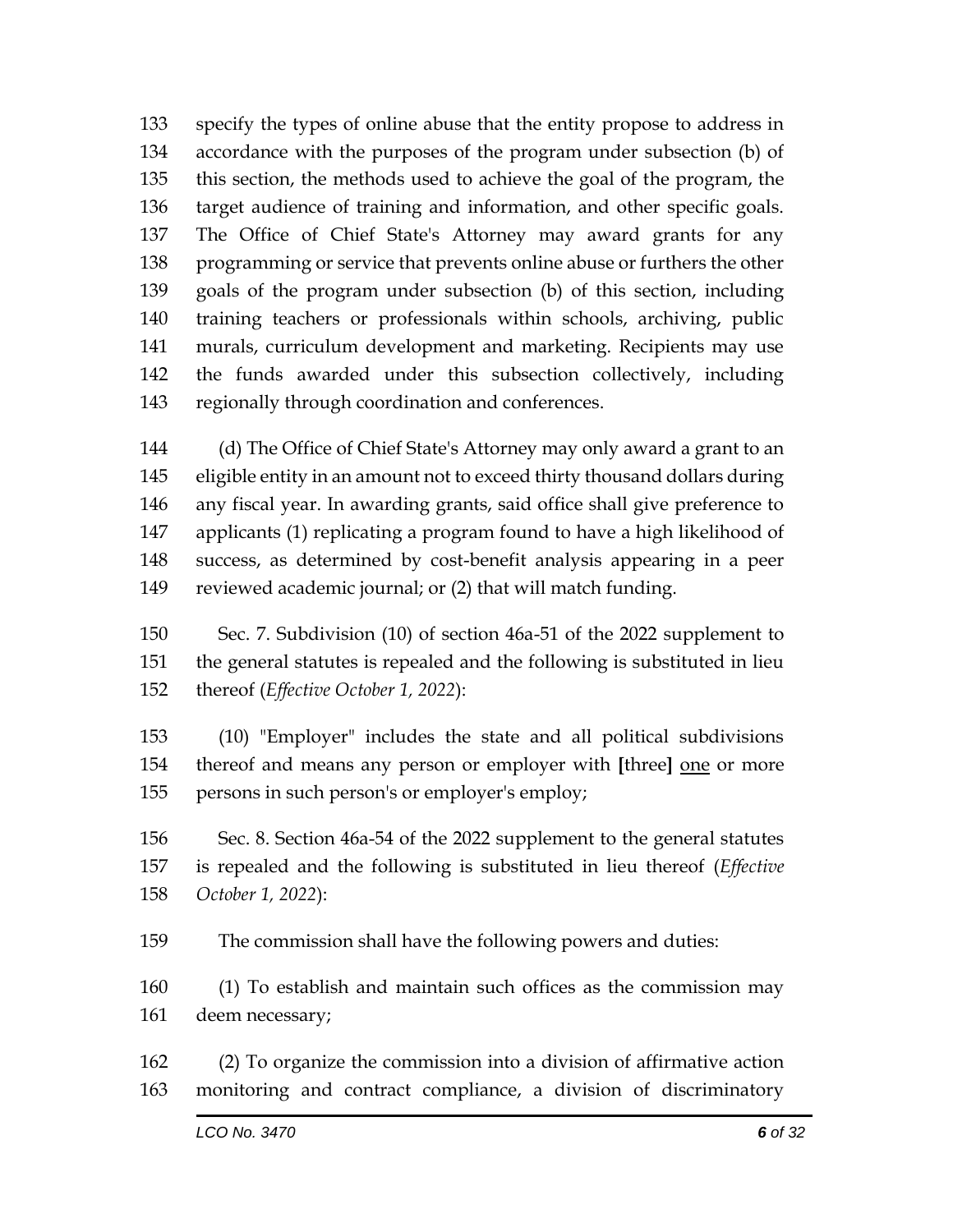specify the types of online abuse that the entity propose to address in accordance with the purposes of the program under subsection (b) of this section, the methods used to achieve the goal of the program, the target audience of training and information, and other specific goals. The Office of Chief State's Attorney may award grants for any programming or service that prevents online abuse or furthers the other goals of the program under subsection (b) of this section, including training teachers or professionals within schools, archiving, public murals, curriculum development and marketing. Recipients may use the funds awarded under this subsection collectively, including regionally through coordination and conferences.

(d) The Office of Chief State's Attorney may only award a grant to an eligible entity in an amount not to exceed thirty thousand dollars during any fiscal year. In awarding grants, said office shall give preference to applicants (1) replicating a program found to have a high likelihood of success, as determined by cost-benefit analysis appearing in a peer reviewed academic journal; or (2) that will match funding.

Sec. 7. Subdivision (10) of section 46a-51 of the 2022 supplement to the general statutes is repealed and the following is substituted in lieu thereof (*Effective October 1, 2022*):

(10) "Employer" includes the state and all political subdivisions thereof and means any person or employer with **[**three**]** <u>one</u> or more persons in such person's or employer's employ;

Sec. 8. Section 46a-54 of the 2022 supplement to the general statutes is repealed and the following is substituted in lieu thereof (*Effective October 1, 2022*):

The commission shall have the following powers and duties:

(1) To establish and maintain such offices as the commission may deem necessary;

(2) To organize the commission into a division of affirmative action monitoring and contract compliance, a division of discriminatory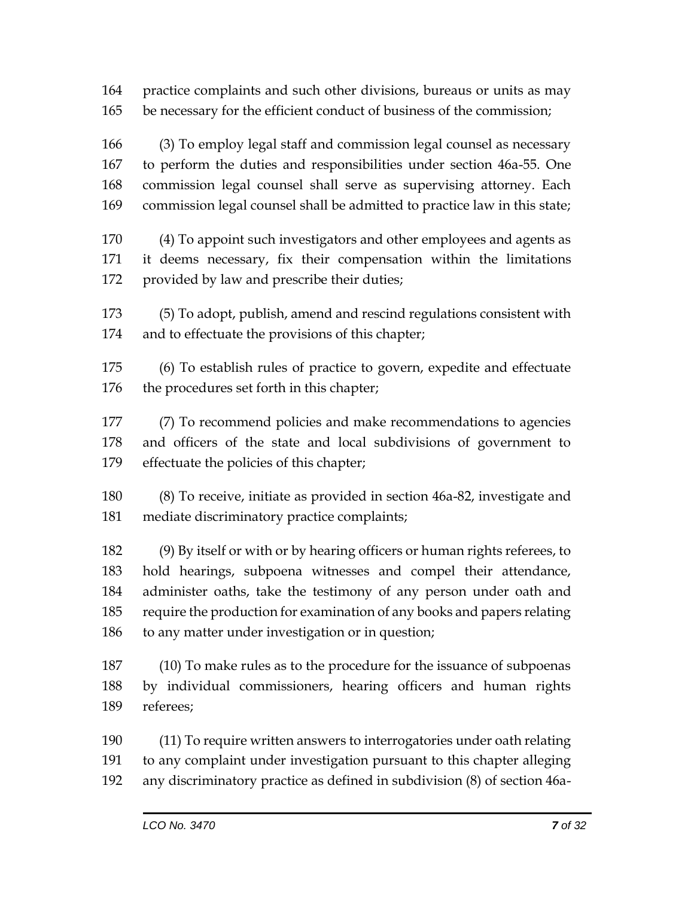practice complaints and such other divisions, bureaus or units as may be necessary for the efficient conduct of business of the commission;

(3) To employ legal staff and commission legal counsel as necessary to perform the duties and responsibilities under section 46a-55. One commission legal counsel shall serve as supervising attorney. Each commission legal counsel shall be admitted to practice law in this state;

(4) To appoint such investigators and other employees and agents as it deems necessary, fix their compensation within the limitations provided by law and prescribe their duties;

(5) To adopt, publish, amend and rescind regulations consistent with and to effectuate the provisions of this chapter;

(6) To establish rules of practice to govern, expedite and effectuate the procedures set forth in this chapter;

(7) To recommend policies and make recommendations to agencies and officers of the state and local subdivisions of government to effectuate the policies of this chapter;

(8) To receive, initiate as provided in section 46a-82, investigate and mediate discriminatory practice complaints;

(9) By itself or with or by hearing officers or human rights referees, to hold hearings, subpoena witnesses and compel their attendance, administer oaths, take the testimony of any person under oath and require the production for examination of any books and papers relating to any matter under investigation or in question;

(10) To make rules as to the procedure for the issuance of subpoenas by individual commissioners, hearing officers and human rights referees;

(11) To require written answers to interrogatories under oath relating to any complaint under investigation pursuant to this chapter alleging any discriminatory practice as defined in subdivision (8) of section 46a-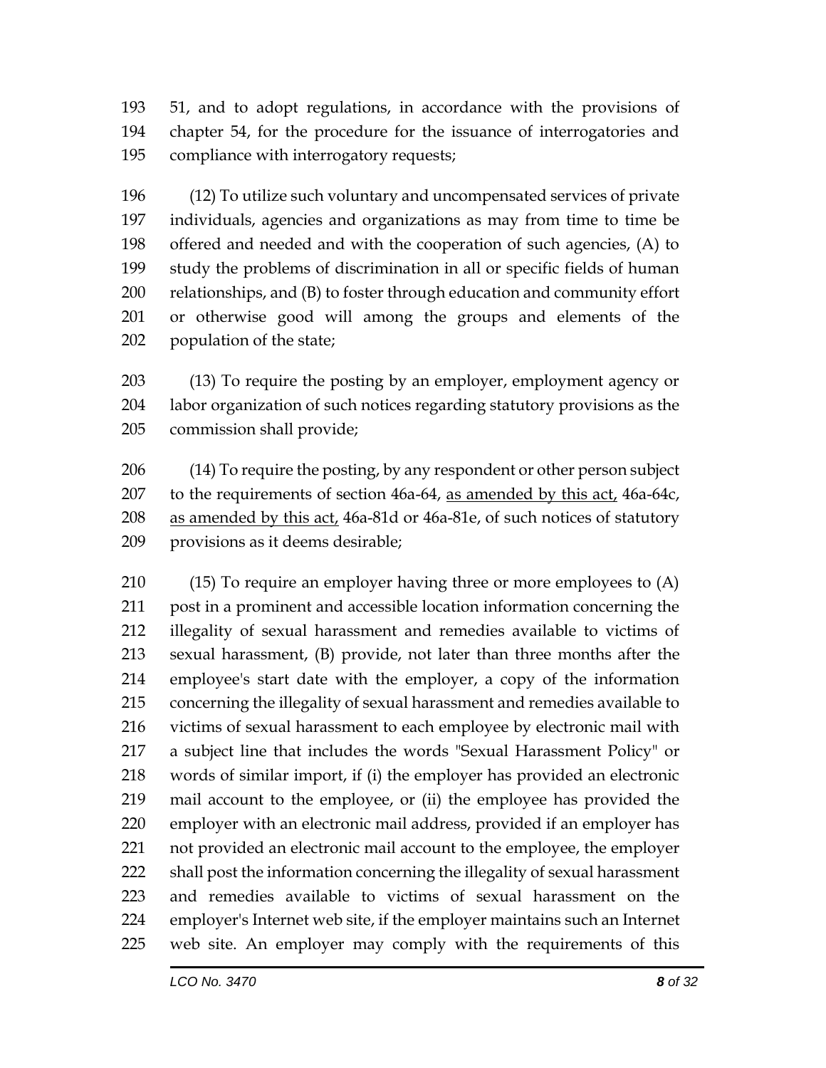51, and to adopt regulations, in accordance with the provisions of chapter 54, for the procedure for the issuance of interrogatories and compliance with interrogatory requests;

(12) To utilize such voluntary and uncompensated services of private individuals, agencies and organizations as may from time to time be offered and needed and with the cooperation of such agencies, (A) to study the problems of discrimination in all or specific fields of human relationships, and (B) to foster through education and community effort or otherwise good will among the groups and elements of the population of the state;

(13) To require the posting by an employer, employment agency or labor organization of such notices regarding statutory provisions as the commission shall provide;

(14) To require the posting, by any respondent or other person subject to the requirements of section 46a-64, <u>as amended by this act,</u> 46a-64c, <u>as amended by this act,</u> 46a-81d or 46a-81e, of such notices of statutory provisions as it deems desirable;

(15) To require an employer having three or more employees to (A) post in a prominent and accessible location information concerning the illegality of sexual harassment and remedies available to victims of sexual harassment, (B) provide, not later than three months after the employee's start date with the employer, a copy of the information concerning the illegality of sexual harassment and remedies available to victims of sexual harassment to each employee by electronic mail with a subject line that includes the words "Sexual Harassment Policy" or words of similar import, if (i) the employer has provided an electronic mail account to the employee, or (ii) the employee has provided the employer with an electronic mail address, provided if an employer has not provided an electronic mail account to the employee, the employer shall post the information concerning the illegality of sexual harassment and remedies available to victims of sexual harassment on the employer's Internet web site, if the employer maintains such an Internet web site. An employer may comply with the requirements of this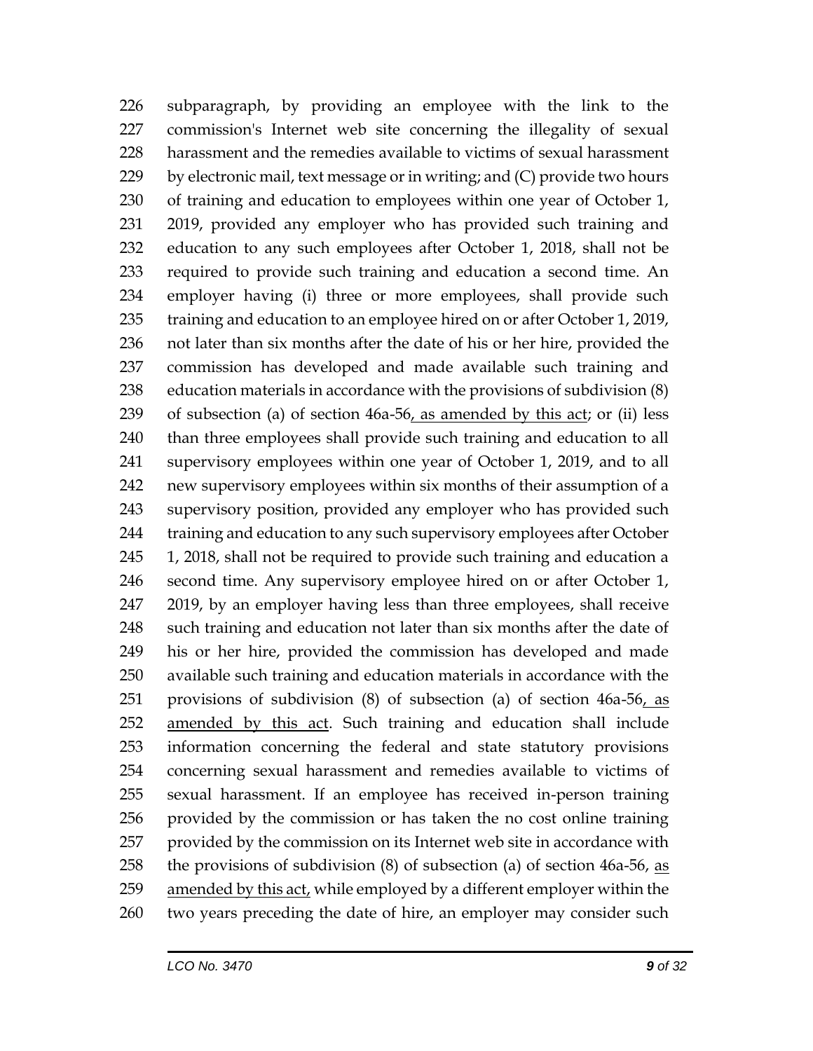subparagraph, by providing an employee with the link to the commission's Internet web site concerning the illegality of sexual harassment and the remedies available to victims of sexual harassment by electronic mail, text message or in writing; and (C) provide two hours of training and education to employees within one year of October 1, 2019, provided any employer who has provided such training and education to any such employees after October 1, 2018, shall not be required to provide such training and education a second time. An employer having (i) three or more employees, shall provide such training and education to an employee hired on or after October 1, 2019, not later than six months after the date of his or her hire, provided the commission has developed and made available such training and education materials in accordance with the provisions of subdivision (8) of subsection (a) of section 46a-56, as amended by this act; or (ii) less than three employees shall provide such training and education to all supervisory employees within one year of October 1, 2019, and to all new supervisory employees within six months of their assumption of a supervisory position, provided any employer who has provided such training and education to any such supervisory employees after October 1, 2018, shall not be required to provide such training and education a second time. Any supervisory employee hired on or after October 1, 2019, by an employer having less than three employees, shall receive such training and education not later than six months after the date of his or her hire, provided the commission has developed and made available such training and education materials in accordance with the provisions of subdivision (8) of subsection (a) of section 46a-56, as amended by this act. Such training and education shall include information concerning the federal and state statutory provisions concerning sexual harassment and remedies available to victims of sexual harassment. If an employee has received in-person training provided by the commission or has taken the no cost online training provided by the commission on its Internet web site in accordance with the provisions of subdivision (8) of subsection (a) of section 46a-56, as amended by this act, while employed by a different employer within the two years preceding the date of hire, an employer may consider such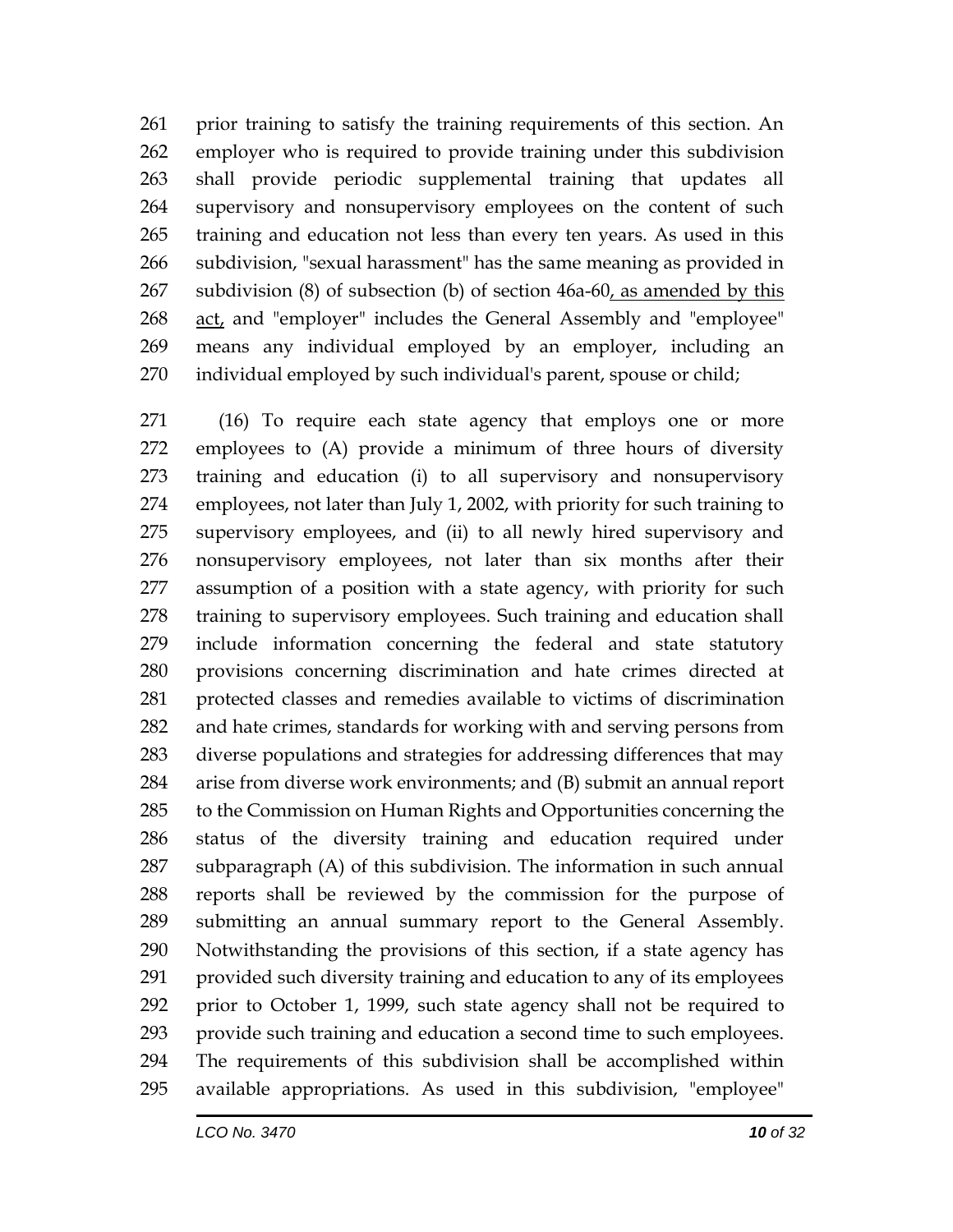261 prior training to satisfy the training requirements of this section. An
262 employer who is required to provide training under this subdivision
263 shall provide periodic supplemental training that updates all
264 supervisory and nonsupervisory employees on the content of such
265 training and education not less than every ten years. As used in this
266 subdivision, "sexual harassment" has the same meaning as provided in
267 subdivision (8) of subsection (b) of section 46a-60, as amended by this
268 act, and "employer" includes the General Assembly and "employee"
269 means any individual employed by an employer, including an
270 individual employed by such individual's parent, spouse or child;

271 (16) To require each state agency that employs one or more
272 employees to (A) provide a minimum of three hours of diversity
273 training and education (i) to all supervisory and nonsupervisory
274 employees, not later than July 1, 2002, with priority for such training to
275 supervisory employees, and (ii) to all newly hired supervisory and
276 nonsupervisory employees, not later than six months after their
277 assumption of a position with a state agency, with priority for such
278 training to supervisory employees. Such training and education shall
279 include information concerning the federal and state statutory
280 provisions concerning discrimination and hate crimes directed at
281 protected classes and remedies available to victims of discrimination
282 and hate crimes, standards for working with and serving persons from
283 diverse populations and strategies for addressing differences that may
284 arise from diverse work environments; and (B) submit an annual report
285 to the Commission on Human Rights and Opportunities concerning the
286 status of the diversity training and education required under
287 subparagraph (A) of this subdivision. The information in such annual
288 reports shall be reviewed by the commission for the purpose of
289 submitting an annual summary report to the General Assembly.
290 Notwithstanding the provisions of this section, if a state agency has
291 provided such diversity training and education to any of its employees
292 prior to October 1, 1999, such state agency shall not be required to
293 provide such training and education a second time to such employees.
294 The requirements of this subdivision shall be accomplished within
295 available appropriations. As used in this subdivision, "employee"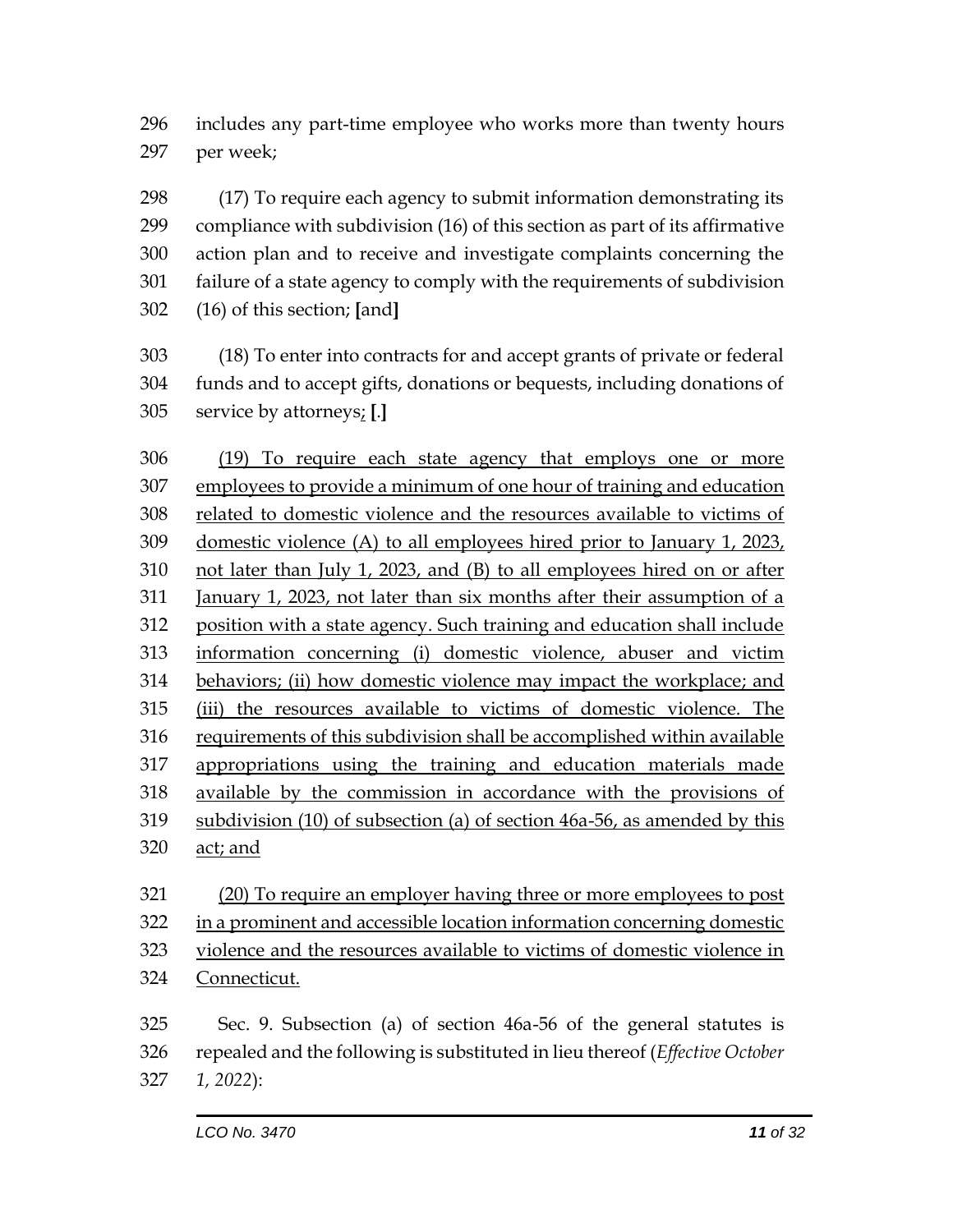includes any part-time employee who works more than twenty hours per week;

(17) To require each agency to submit information demonstrating its compliance with subdivision (16) of this section as part of its affirmative action plan and to receive and investigate complaints concerning the failure of a state agency to comply with the requirements of subdivision (16) of this section; **[**and**]**

(18) To enter into contracts for and accept grants of private or federal funds and to accept gifts, donations or bequests, including donations of service by attorneys<u>;</u> **[**.**]**

<u>(19) To require each state agency that employs one or more employees to provide a minimum of one hour of training and education related to domestic violence and the resources available to victims of domestic violence (A) to all employees hired prior to January 1, 2023, not later than July 1, 2023, and (B) to all employees hired on or after January 1, 2023, not later than six months after their assumption of a position with a state agency. Such training and education shall include information concerning (i) domestic violence, abuser and victim behaviors; (ii) how domestic violence may impact the workplace; and (iii) the resources available to victims of domestic violence. The requirements of this subdivision shall be accomplished within available appropriations using the training and education materials made available by the commission in accordance with the provisions of subdivision (10) of subsection (a) of section 46a-56, as amended by this act; and</u>

<u>(20) To require an employer having three or more employees to post in a prominent and accessible location information concerning domestic violence and the resources available to victims of domestic violence in Connecticut.</u>

Sec. 9. Subsection (a) of section 46a-56 of the general statutes is repealed and the following is substituted in lieu thereof (*Effective October 1, 2022*):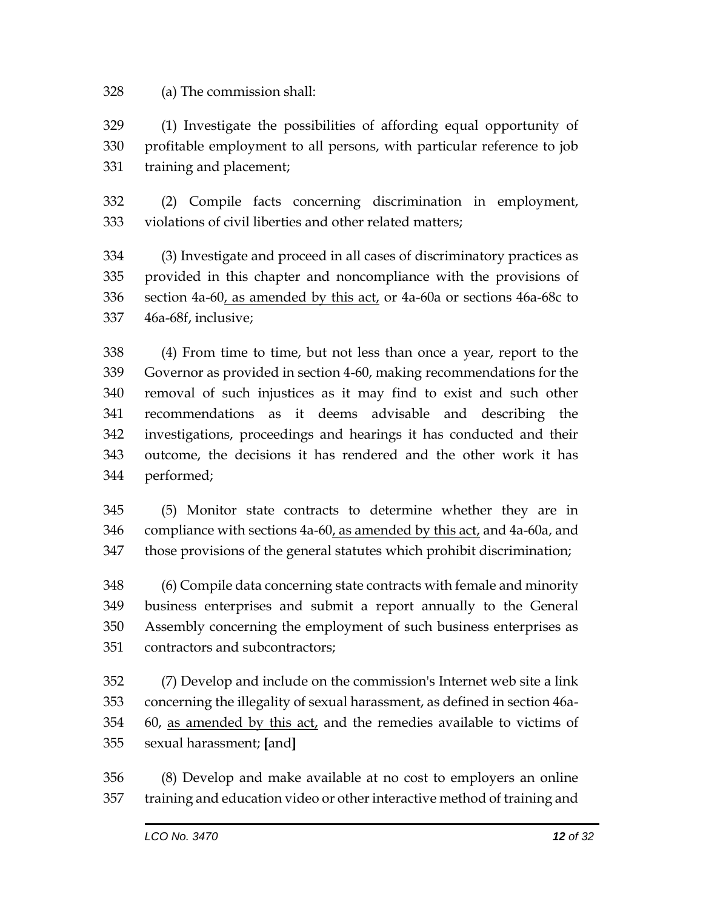328 (a) The commission shall:

329 (1) Investigate the possibilities of affording equal opportunity of
330 profitable employment to all persons, with particular reference to job
331 training and placement;

332 (2) Compile facts concerning discrimination in employment,
333 violations of civil liberties and other related matters;

334 (3) Investigate and proceed in all cases of discriminatory practices as
335 provided in this chapter and noncompliance with the provisions of
336 section 4a-60<u>, as amended by this act,</u> or 4a-60a or sections 46a-68c to
337 46a-68f, inclusive;

338 (4) From time to time, but not less than once a year, report to the
339 Governor as provided in section 4-60, making recommendations for the
340 removal of such injustices as it may find to exist and such other
341 recommendations as it deems advisable and describing the
342 investigations, proceedings and hearings it has conducted and their
343 outcome, the decisions it has rendered and the other work it has
344 performed;

345 (5) Monitor state contracts to determine whether they are in
346 compliance with sections 4a-60<u>, as amended by this act,</u> and 4a-60a, and
347 those provisions of the general statutes which prohibit discrimination;

348 (6) Compile data concerning state contracts with female and minority
349 business enterprises and submit a report annually to the General
350 Assembly concerning the employment of such business enterprises as
351 contractors and subcontractors;

352 (7) Develop and include on the commission's Internet web site a link
353 concerning the illegality of sexual harassment, as defined in section 46a-
354 60, <u>as amended by this act,</u> and the remedies available to victims of
355 sexual harassment; **[**and**]**

356 (8) Develop and make available at no cost to employers an online
357 training and education video or other interactive method of training and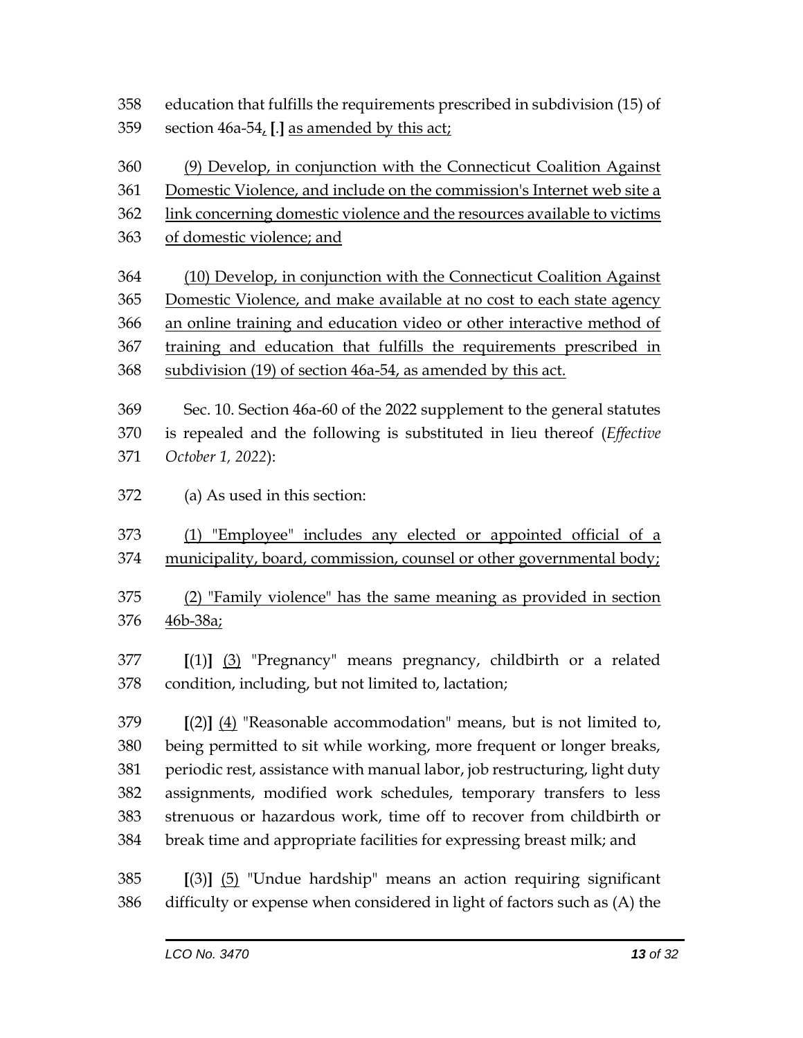358 education that fulfills the requirements prescribed in subdivision (15) of
359 section 46a-54, **[**.**]** <u>as amended by this act;</u>

360 <u>(9) Develop, in conjunction with the Connecticut Coalition Against</u>
361 <u>Domestic Violence, and include on the commission's Internet web site a</u>
362 <u>link concerning domestic violence and the resources available to victims</u>
363 <u>of domestic violence; and</u>

364 <u>(10) Develop, in conjunction with the Connecticut Coalition Against</u>
365 <u>Domestic Violence, and make available at no cost to each state agency</u>
366 <u>an online training and education video or other interactive method of</u>
367 <u>training and education that fulfills the requirements prescribed in</u>
368 <u>subdivision (19) of section 46a-54, as amended by this act.</u>

369 Sec. 10. Section 46a-60 of the 2022 supplement to the general statutes
370 is repealed and the following is substituted in lieu thereof (*Effective*
371 *October 1, 2022*):

372 (a) As used in this section:

373 <u>(1) "Employee" includes any elected or appointed official of a</u>
374 <u>municipality, board, commission, counsel or other governmental body;</u>

375 <u>(2) "Family violence" has the same meaning as provided in section</u>
376 <u>46b-38a;</u>

377 **[**(1)**]** <u>(3)</u> "Pregnancy" means pregnancy, childbirth or a related
378 condition, including, but not limited to, lactation;

379 **[**(2)**]** <u>(4)</u> "Reasonable accommodation" means, but is not limited to,
380 being permitted to sit while working, more frequent or longer breaks,
381 periodic rest, assistance with manual labor, job restructuring, light duty
382 assignments, modified work schedules, temporary transfers to less
383 strenuous or hazardous work, time off to recover from childbirth or
384 break time and appropriate facilities for expressing breast milk; and

385 **[**(3)**]** <u>(5)</u> "Undue hardship" means an action requiring significant
386 difficulty or expense when considered in light of factors such as (A) the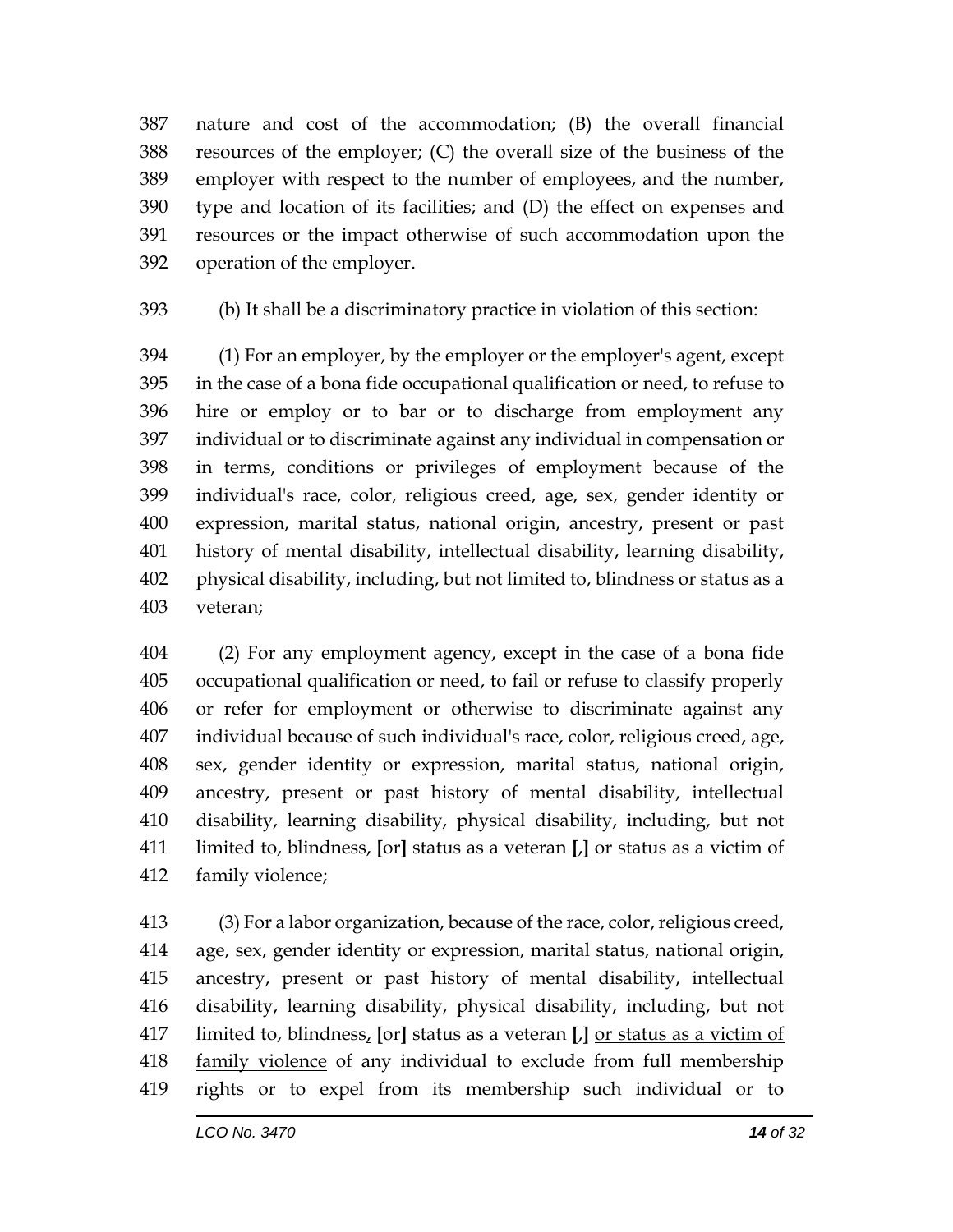387 nature and cost of the accommodation; (B) the overall financial
388 resources of the employer; (C) the overall size of the business of the
389 employer with respect to the number of employees, and the number,
390 type and location of its facilities; and (D) the effect on expenses and
391 resources or the impact otherwise of such accommodation upon the
392 operation of the employer.

393 (b) It shall be a discriminatory practice in violation of this section:

394 (1) For an employer, by the employer or the employer's agent, except
395 in the case of a bona fide occupational qualification or need, to refuse to
396 hire or employ or to bar or to discharge from employment any
397 individual or to discriminate against any individual in compensation or
398 in terms, conditions or privileges of employment because of the
399 individual's race, color, religious creed, age, sex, gender identity or
400 expression, marital status, national origin, ancestry, present or past
401 history of mental disability, intellectual disability, learning disability,
402 physical disability, including, but not limited to, blindness or status as a
403 veteran;

404 (2) For any employment agency, except in the case of a bona fide
405 occupational qualification or need, to fail or refuse to classify properly
406 or refer for employment or otherwise to discriminate against any
407 individual because of such individual's race, color, religious creed, age,
408 sex, gender identity or expression, marital status, national origin,
409 ancestry, present or past history of mental disability, intellectual
410 disability, learning disability, physical disability, including, but not
411 limited to, blindness, **[**or**]** status as a veteran **[**,**]** <u>or status as a victim of</u>
412 <u>family violence</u>;

413 (3) For a labor organization, because of the race, color, religious creed,
414 age, sex, gender identity or expression, marital status, national origin,
415 ancestry, present or past history of mental disability, intellectual
416 disability, learning disability, physical disability, including, but not
417 limited to, blindness, **[**or**]** status as a veteran **[**,**]** <u>or status as a victim of</u>
418 <u>family violence</u> of any individual to exclude from full membership
419 rights or to expel from its membership such individual or to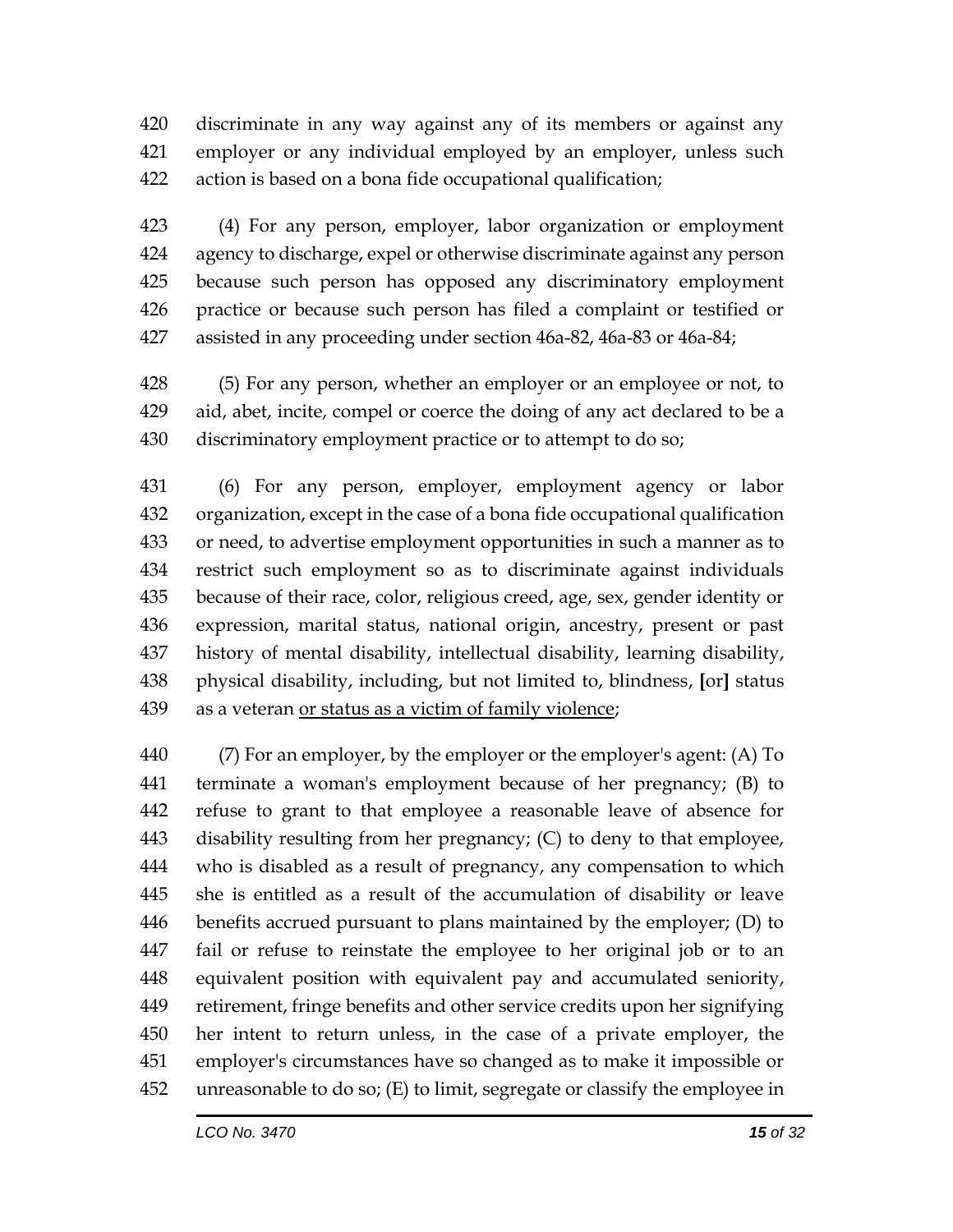discriminate in any way against any of its members or against any employer or any individual employed by an employer, unless such action is based on a bona fide occupational qualification;

(4) For any person, employer, labor organization or employment agency to discharge, expel or otherwise discriminate against any person because such person has opposed any discriminatory employment practice or because such person has filed a complaint or testified or assisted in any proceeding under section 46a-82, 46a-83 or 46a-84;

(5) For any person, whether an employer or an employee or not, to aid, abet, incite, compel or coerce the doing of any act declared to be a discriminatory employment practice or to attempt to do so;

(6) For any person, employer, employment agency or labor organization, except in the case of a bona fide occupational qualification or need, to advertise employment opportunities in such a manner as to restrict such employment so as to discriminate against individuals because of their race, color, religious creed, age, sex, gender identity or expression, marital status, national origin, ancestry, present or past history of mental disability, intellectual disability, learning disability, physical disability, including, but not limited to, blindness, **[**or**]** status as a veteran <u>or status as a victim of family violence</u>;

(7) For an employer, by the employer or the employer's agent: (A) To terminate a woman's employment because of her pregnancy; (B) to refuse to grant to that employee a reasonable leave of absence for disability resulting from her pregnancy; (C) to deny to that employee, who is disabled as a result of pregnancy, any compensation to which she is entitled as a result of the accumulation of disability or leave benefits accrued pursuant to plans maintained by the employer; (D) to fail or refuse to reinstate the employee to her original job or to an equivalent position with equivalent pay and accumulated seniority, retirement, fringe benefits and other service credits upon her signifying her intent to return unless, in the case of a private employer, the employer's circumstances have so changed as to make it impossible or unreasonable to do so; (E) to limit, segregate or classify the employee in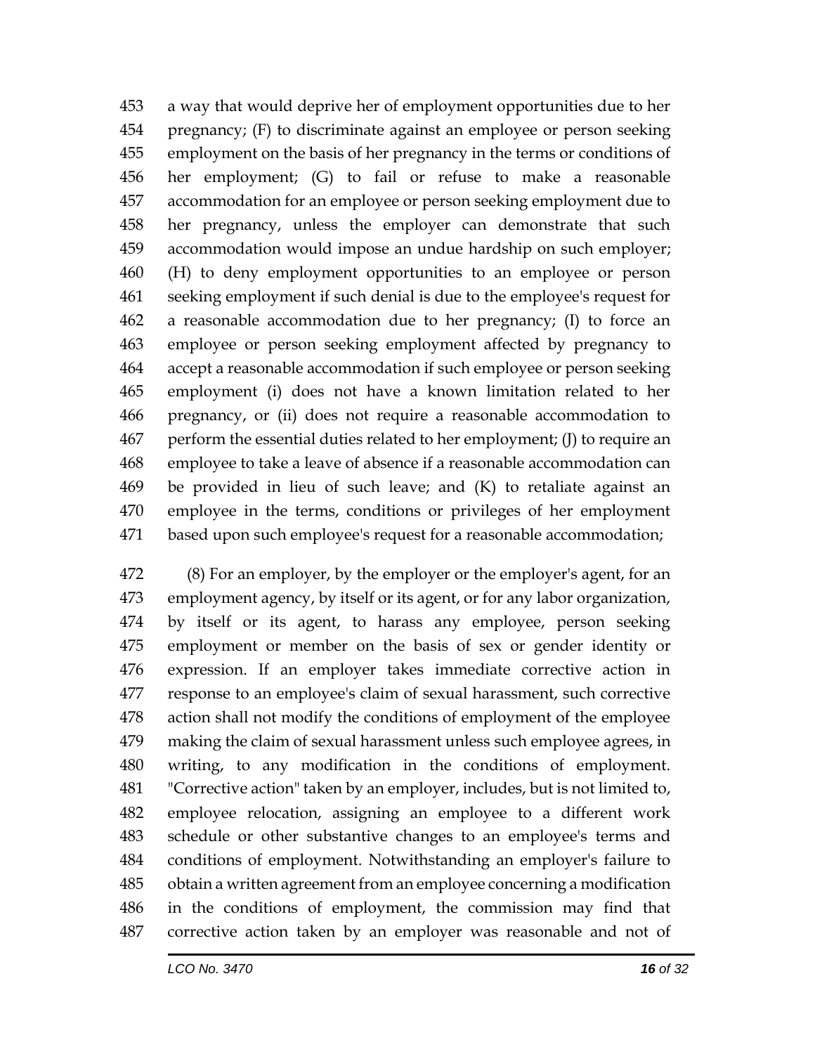a way that would deprive her of employment opportunities due to her pregnancy; (F) to discriminate against an employee or person seeking employment on the basis of her pregnancy in the terms or conditions of her employment; (G) to fail or refuse to make a reasonable accommodation for an employee or person seeking employment due to her pregnancy, unless the employer can demonstrate that such accommodation would impose an undue hardship on such employer; (H) to deny employment opportunities to an employee or person seeking employment if such denial is due to the employee's request for a reasonable accommodation due to her pregnancy; (I) to force an employee or person seeking employment affected by pregnancy to accept a reasonable accommodation if such employee or person seeking employment (i) does not have a known limitation related to her pregnancy, or (ii) does not require a reasonable accommodation to perform the essential duties related to her employment; (J) to require an employee to take a leave of absence if a reasonable accommodation can be provided in lieu of such leave; and (K) to retaliate against an employee in the terms, conditions or privileges of her employment based upon such employee's request for a reasonable accommodation;

(8) For an employer, by the employer or the employer's agent, for an employment agency, by itself or its agent, or for any labor organization, by itself or its agent, to harass any employee, person seeking employment or member on the basis of sex or gender identity or expression. If an employer takes immediate corrective action in response to an employee's claim of sexual harassment, such corrective action shall not modify the conditions of employment of the employee making the claim of sexual harassment unless such employee agrees, in writing, to any modification in the conditions of employment. "Corrective action" taken by an employer, includes, but is not limited to, employee relocation, assigning an employee to a different work schedule or other substantive changes to an employee's terms and conditions of employment. Notwithstanding an employer's failure to obtain a written agreement from an employee concerning a modification in the conditions of employment, the commission may find that corrective action taken by an employer was reasonable and not of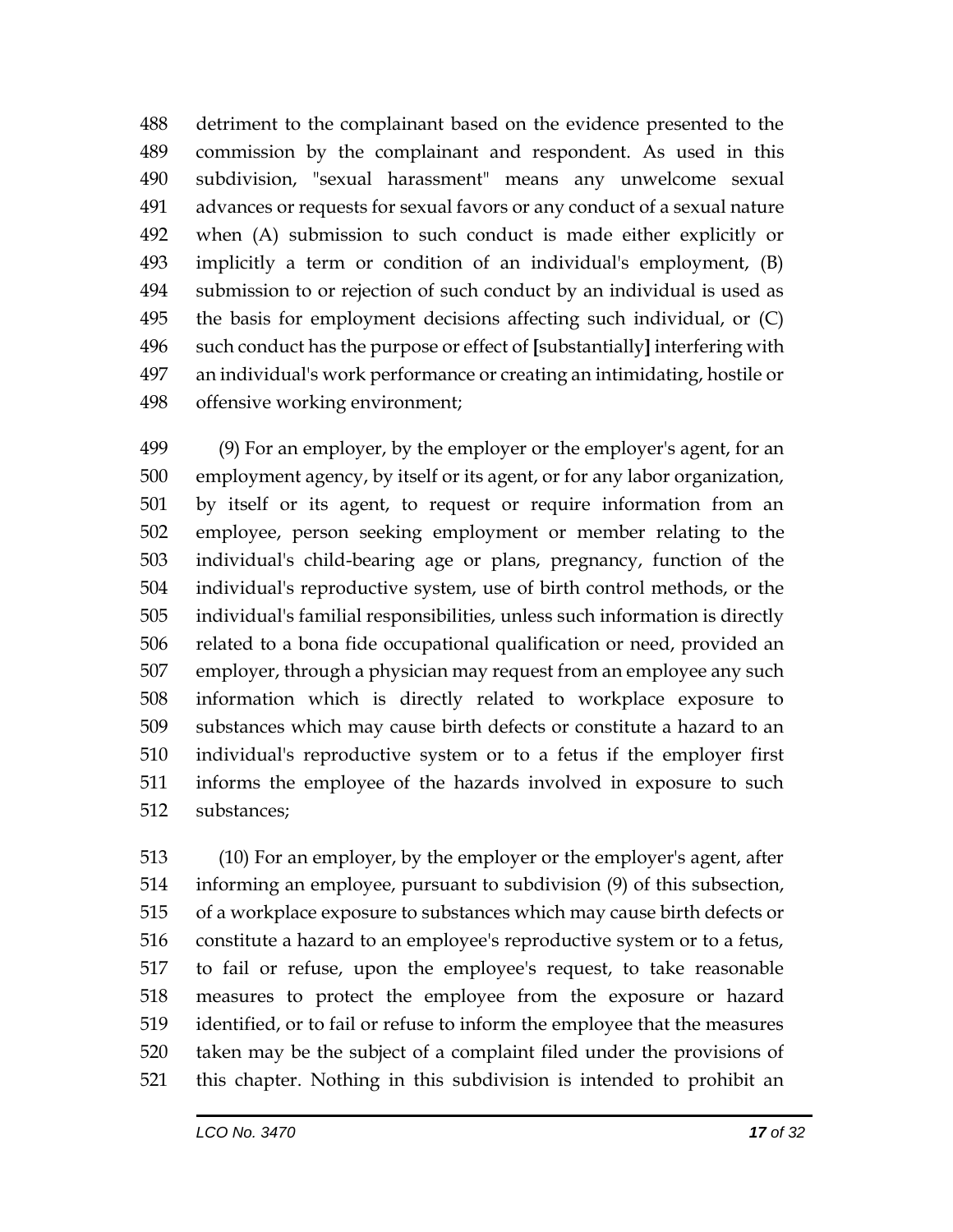488 detriment to the complainant based on the evidence presented to the
489 commission by the complainant and respondent. As used in this
490 subdivision, "sexual harassment" means any unwelcome sexual
491 advances or requests for sexual favors or any conduct of a sexual nature
492 when (A) submission to such conduct is made either explicitly or
493 implicitly a term or condition of an individual's employment, (B)
494 submission to or rejection of such conduct by an individual is used as
495 the basis for employment decisions affecting such individual, or (C)
496 such conduct has the purpose or effect of **[**substantially**]** interfering with
497 an individual's work performance or creating an intimidating, hostile or
498 offensive working environment;

499 (9) For an employer, by the employer or the employer's agent, for an
500 employment agency, by itself or its agent, or for any labor organization,
501 by itself or its agent, to request or require information from an
502 employee, person seeking employment or member relating to the
503 individual's child-bearing age or plans, pregnancy, function of the
504 individual's reproductive system, use of birth control methods, or the
505 individual's familial responsibilities, unless such information is directly
506 related to a bona fide occupational qualification or need, provided an
507 employer, through a physician may request from an employee any such
508 information which is directly related to workplace exposure to
509 substances which may cause birth defects or constitute a hazard to an
510 individual's reproductive system or to a fetus if the employer first
511 informs the employee of the hazards involved in exposure to such
512 substances;

513 (10) For an employer, by the employer or the employer's agent, after
514 informing an employee, pursuant to subdivision (9) of this subsection,
515 of a workplace exposure to substances which may cause birth defects or
516 constitute a hazard to an employee's reproductive system or to a fetus,
517 to fail or refuse, upon the employee's request, to take reasonable
518 measures to protect the employee from the exposure or hazard
519 identified, or to fail or refuse to inform the employee that the measures
520 taken may be the subject of a complaint filed under the provisions of
521 this chapter. Nothing in this subdivision is intended to prohibit an

*LCO No. 3470*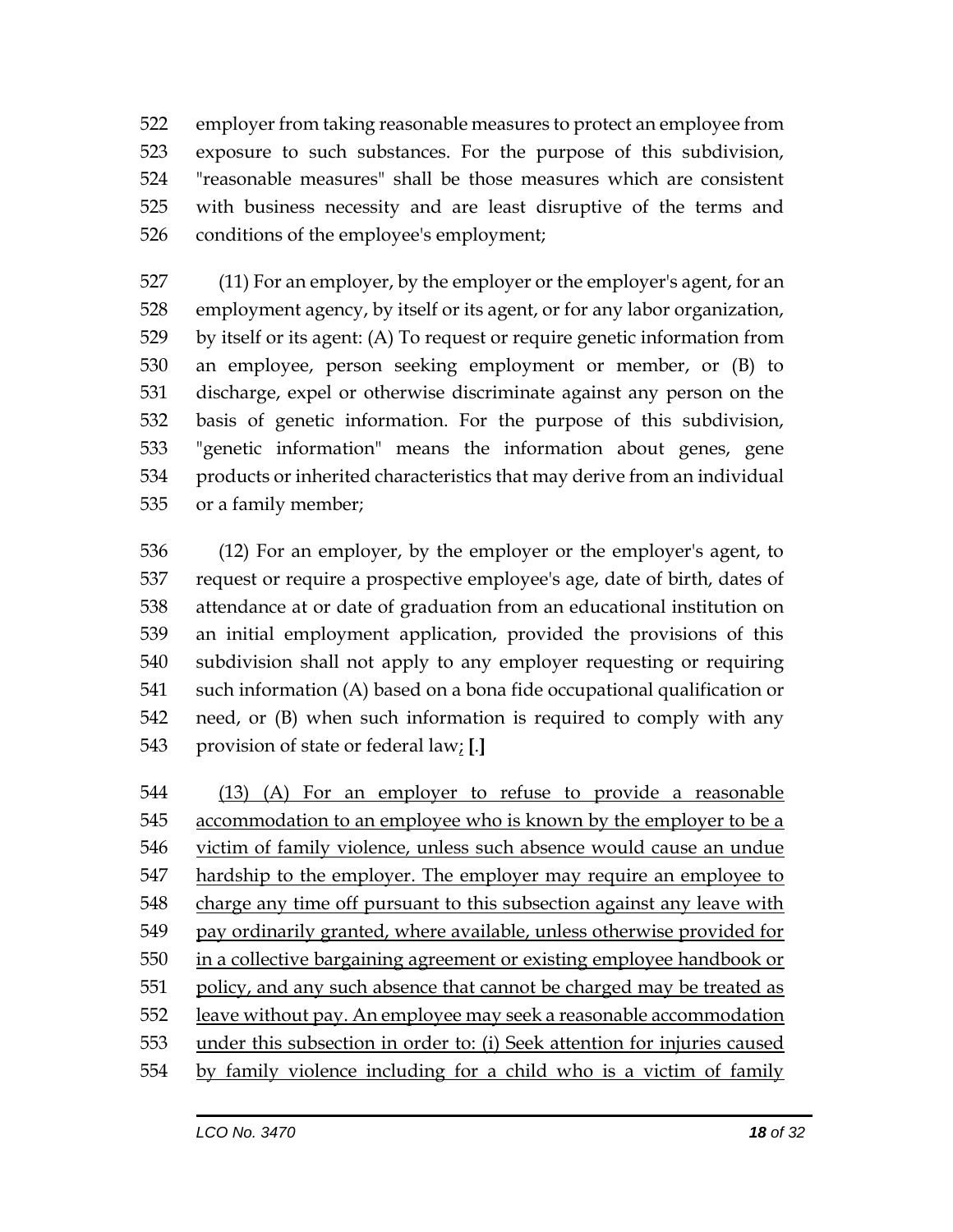employer from taking reasonable measures to protect an employee from exposure to such substances. For the purpose of this subdivision, "reasonable measures" shall be those measures which are consistent with business necessity and are least disruptive of the terms and conditions of the employee's employment;

(11) For an employer, by the employer or the employer's agent, for an employment agency, by itself or its agent, or for any labor organization, by itself or its agent: (A) To request or require genetic information from an employee, person seeking employment or member, or (B) to discharge, expel or otherwise discriminate against any person on the basis of genetic information. For the purpose of this subdivision, "genetic information" means the information about genes, gene products or inherited characteristics that may derive from an individual or a family member;

(12) For an employer, by the employer or the employer's agent, to request or require a prospective employee's age, date of birth, dates of attendance at or date of graduation from an educational institution on an initial employment application, provided the provisions of this subdivision shall not apply to any employer requesting or requiring such information (A) based on a bona fide occupational qualification or need, or (B) when such information is required to comply with any provision of state or federal law; **[.]**

(13) (A) For an employer to refuse to provide a reasonable accommodation to an employee who is known by the employer to be a victim of family violence, unless such absence would cause an undue hardship to the employer. The employer may require an employee to charge any time off pursuant to this subsection against any leave with pay ordinarily granted, where available, unless otherwise provided for in a collective bargaining agreement or existing employee handbook or policy, and any such absence that cannot be charged may be treated as leave without pay. An employee may seek a reasonable accommodation under this subsection in order to: (i) Seek attention for injuries caused by family violence including for a child who is a victim of family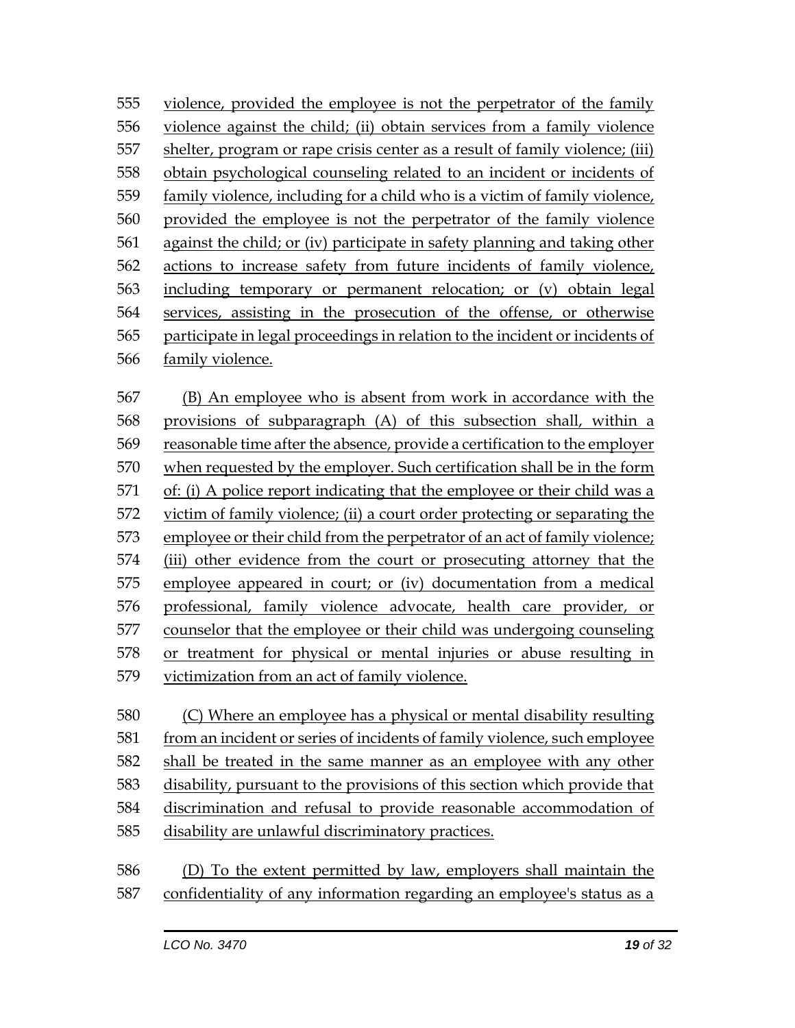violence, provided the employee is not the perpetrator of the family violence against the child; (ii) obtain services from a family violence shelter, program or rape crisis center as a result of family violence; (iii) obtain psychological counseling related to an incident or incidents of family violence, including for a child who is a victim of family violence, provided the employee is not the perpetrator of the family violence against the child; or (iv) participate in safety planning and taking other actions to increase safety from future incidents of family violence, including temporary or permanent relocation; or (v) obtain legal services, assisting in the prosecution of the offense, or otherwise participate in legal proceedings in relation to the incident or incidents of family violence.

(B) An employee who is absent from work in accordance with the provisions of subparagraph (A) of this subsection shall, within a reasonable time after the absence, provide a certification to the employer when requested by the employer. Such certification shall be in the form of: (i) A police report indicating that the employee or their child was a victim of family violence; (ii) a court order protecting or separating the employee or their child from the perpetrator of an act of family violence; (iii) other evidence from the court or prosecuting attorney that the employee appeared in court; or (iv) documentation from a medical professional, family violence advocate, health care provider, or counselor that the employee or their child was undergoing counseling or treatment for physical or mental injuries or abuse resulting in victimization from an act of family violence.

(C) Where an employee has a physical or mental disability resulting from an incident or series of incidents of family violence, such employee shall be treated in the same manner as an employee with any other disability, pursuant to the provisions of this section which provide that discrimination and refusal to provide reasonable accommodation of disability are unlawful discriminatory practices.

(D) To the extent permitted by law, employers shall maintain the confidentiality of any information regarding an employee's status as a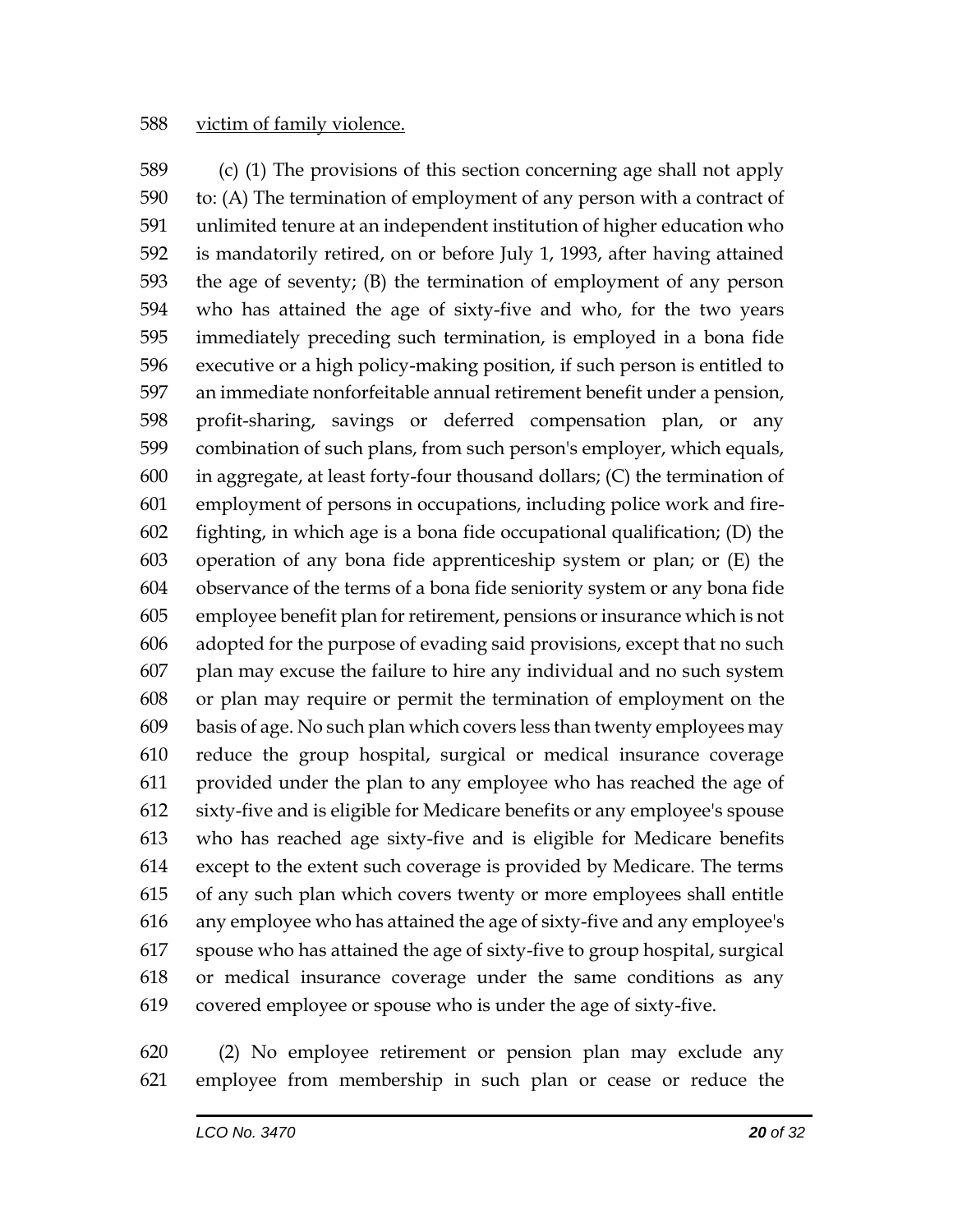victim of family violence.

(c) (1) The provisions of this section concerning age shall not apply to: (A) The termination of employment of any person with a contract of unlimited tenure at an independent institution of higher education who is mandatorily retired, on or before July 1, 1993, after having attained the age of seventy; (B) the termination of employment of any person who has attained the age of sixty-five and who, for the two years immediately preceding such termination, is employed in a bona fide executive or a high policy-making position, if such person is entitled to an immediate nonforfeitable annual retirement benefit under a pension, profit-sharing, savings or deferred compensation plan, or any combination of such plans, from such person's employer, which equals, in aggregate, at least forty-four thousand dollars; (C) the termination of employment of persons in occupations, including police work and fire-fighting, in which age is a bona fide occupational qualification; (D) the operation of any bona fide apprenticeship system or plan; or (E) the observance of the terms of a bona fide seniority system or any bona fide employee benefit plan for retirement, pensions or insurance which is not adopted for the purpose of evading said provisions, except that no such plan may excuse the failure to hire any individual and no such system or plan may require or permit the termination of employment on the basis of age. No such plan which covers less than twenty employees may reduce the group hospital, surgical or medical insurance coverage provided under the plan to any employee who has reached the age of sixty-five and is eligible for Medicare benefits or any employee's spouse who has reached age sixty-five and is eligible for Medicare benefits except to the extent such coverage is provided by Medicare. The terms of any such plan which covers twenty or more employees shall entitle any employee who has attained the age of sixty-five and any employee's spouse who has attained the age of sixty-five to group hospital, surgical or medical insurance coverage under the same conditions as any covered employee or spouse who is under the age of sixty-five.

(2) No employee retirement or pension plan may exclude any employee from membership in such plan or cease or reduce the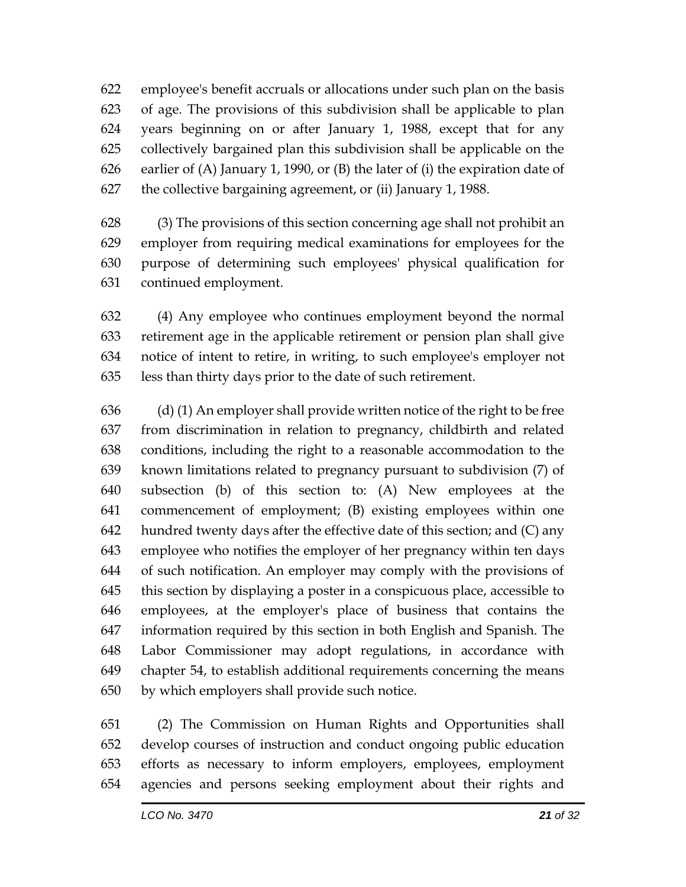employee's benefit accruals or allocations under such plan on the basis of age. The provisions of this subdivision shall be applicable to plan years beginning on or after January 1, 1988, except that for any collectively bargained plan this subdivision shall be applicable on the earlier of (A) January 1, 1990, or (B) the later of (i) the expiration date of the collective bargaining agreement, or (ii) January 1, 1988.

(3) The provisions of this section concerning age shall not prohibit an employer from requiring medical examinations for employees for the purpose of determining such employees' physical qualification for continued employment.

(4) Any employee who continues employment beyond the normal retirement age in the applicable retirement or pension plan shall give notice of intent to retire, in writing, to such employee's employer not less than thirty days prior to the date of such retirement.

(d) (1) An employer shall provide written notice of the right to be free from discrimination in relation to pregnancy, childbirth and related conditions, including the right to a reasonable accommodation to the known limitations related to pregnancy pursuant to subdivision (7) of subsection (b) of this section to: (A) New employees at the commencement of employment; (B) existing employees within one hundred twenty days after the effective date of this section; and (C) any employee who notifies the employer of her pregnancy within ten days of such notification. An employer may comply with the provisions of this section by displaying a poster in a conspicuous place, accessible to employees, at the employer's place of business that contains the information required by this section in both English and Spanish. The Labor Commissioner may adopt regulations, in accordance with chapter 54, to establish additional requirements concerning the means by which employers shall provide such notice.

(2) The Commission on Human Rights and Opportunities shall develop courses of instruction and conduct ongoing public education efforts as necessary to inform employers, employees, employment agencies and persons seeking employment about their rights and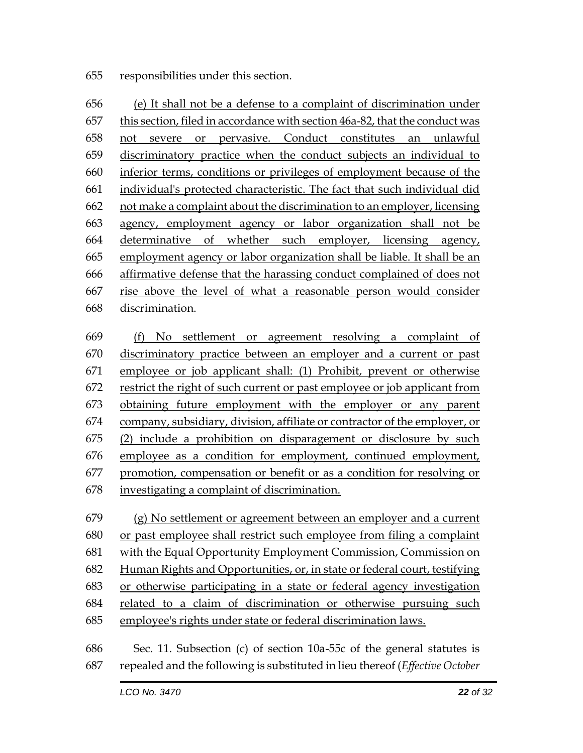responsibilities under this section.

<u>(e) It shall not be a defense to a complaint of discrimination under this section, filed in accordance with section 46a-82, that the conduct was not severe or pervasive. Conduct constitutes an unlawful discriminatory practice when the conduct subjects an individual to inferior terms, conditions or privileges of employment because of the individual's protected characteristic. The fact that such individual did not make a complaint about the discrimination to an employer, licensing agency, employment agency or labor organization shall not be determinative of whether such employer, licensing agency, employment agency or labor organization shall be liable. It shall be an affirmative defense that the harassing conduct complained of does not rise above the level of what a reasonable person would consider discrimination.</u>

<u>(f) No settlement or agreement resolving a complaint of discriminatory practice between an employer and a current or past employee or job applicant shall: (1) Prohibit, prevent or otherwise restrict the right of such current or past employee or job applicant from obtaining future employment with the employer or any parent company, subsidiary, division, affiliate or contractor of the employer, or (2) include a prohibition on disparagement or disclosure by such employee as a condition for employment, continued employment, promotion, compensation or benefit or as a condition for resolving or investigating a complaint of discrimination.</u>

<u>(g) No settlement or agreement between an employer and a current or past employee shall restrict such employee from filing a complaint with the Equal Opportunity Employment Commission, Commission on Human Rights and Opportunities, or, in state or federal court, testifying or otherwise participating in a state or federal agency investigation related to a claim of discrimination or otherwise pursuing such employee's rights under state or federal discrimination laws.</u>

Sec. 11. Subsection (c) of section 10a-55c of the general statutes is repealed and the following is substituted in lieu thereof (*Effective October*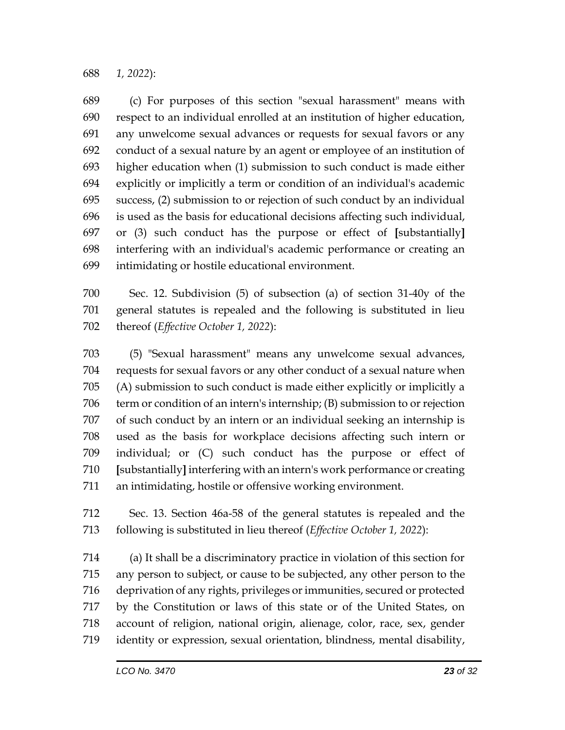*1, 2022*):

(c) For purposes of this section "sexual harassment" means with respect to an individual enrolled at an institution of higher education, any unwelcome sexual advances or requests for sexual favors or any conduct of a sexual nature by an agent or employee of an institution of higher education when (1) submission to such conduct is made either explicitly or implicitly a term or condition of an individual's academic success, (2) submission to or rejection of such conduct by an individual is used as the basis for educational decisions affecting such individual, or (3) such conduct has the purpose or effect of **[**substantially**]** interfering with an individual's academic performance or creating an intimidating or hostile educational environment.

Sec. 12. Subdivision (5) of subsection (a) of section 31-40y of the general statutes is repealed and the following is substituted in lieu thereof (*Effective October 1, 2022*):

(5) "Sexual harassment" means any unwelcome sexual advances, requests for sexual favors or any other conduct of a sexual nature when (A) submission to such conduct is made either explicitly or implicitly a term or condition of an intern's internship; (B) submission to or rejection of such conduct by an intern or an individual seeking an internship is used as the basis for workplace decisions affecting such intern or individual; or (C) such conduct has the purpose or effect of **[**substantially**]** interfering with an intern's work performance or creating an intimidating, hostile or offensive working environment.

Sec. 13. Section 46a-58 of the general statutes is repealed and the following is substituted in lieu thereof (*Effective October 1, 2022*):

(a) It shall be a discriminatory practice in violation of this section for any person to subject, or cause to be subjected, any other person to the deprivation of any rights, privileges or immunities, secured or protected by the Constitution or laws of this state or of the United States, on account of religion, national origin, alienage, color, race, sex, gender identity or expression, sexual orientation, blindness, mental disability,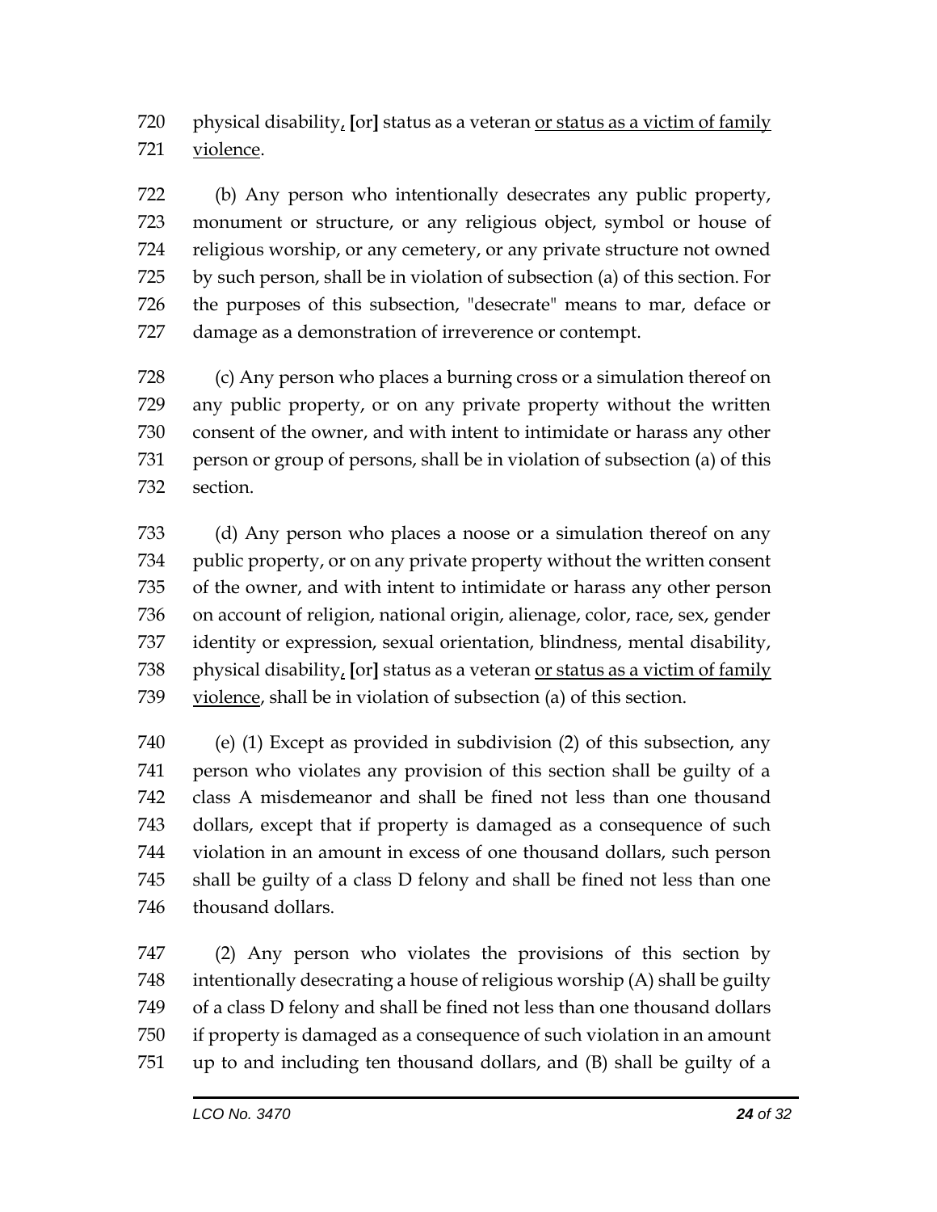720 physical disability, [or] status as a veteran <u>or status as a victim of family</u>
721 <u>violence</u>.

722 (b) Any person who intentionally desecrates any public property,
723 monument or structure, or any religious object, symbol or house of
724 religious worship, or any cemetery, or any private structure not owned
725 by such person, shall be in violation of subsection (a) of this section. For
726 the purposes of this subsection, "desecrate" means to mar, deface or
727 damage as a demonstration of irreverence or contempt.

728 (c) Any person who places a burning cross or a simulation thereof on
729 any public property, or on any private property without the written
730 consent of the owner, and with intent to intimidate or harass any other
731 person or group of persons, shall be in violation of subsection (a) of this
732 section.

733 (d) Any person who places a noose or a simulation thereof on any
734 public property, or on any private property without the written consent
735 of the owner, and with intent to intimidate or harass any other person
736 on account of religion, national origin, alienage, color, race, sex, gender
737 identity or expression, sexual orientation, blindness, mental disability,
738 physical disability, [or] status as a veteran <u>or status as a victim of family</u>
739 <u>violence</u>, shall be in violation of subsection (a) of this section.

740 (e) (1) Except as provided in subdivision (2) of this subsection, any
741 person who violates any provision of this section shall be guilty of a
742 class A misdemeanor and shall be fined not less than one thousand
743 dollars, except that if property is damaged as a consequence of such
744 violation in an amount in excess of one thousand dollars, such person
745 shall be guilty of a class D felony and shall be fined not less than one
746 thousand dollars.

747 (2) Any person who violates the provisions of this section by
748 intentionally desecrating a house of religious worship (A) shall be guilty
749 of a class D felony and shall be fined not less than one thousand dollars
750 if property is damaged as a consequence of such violation in an amount
751 up to and including ten thousand dollars, and (B) shall be guilty of a

LCO No. 3470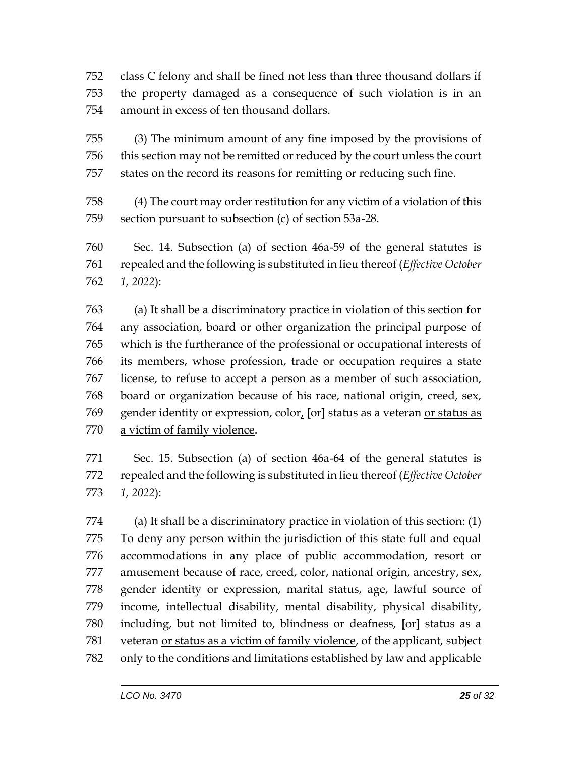class C felony and shall be fined not less than three thousand dollars if the property damaged as a consequence of such violation is in an amount in excess of ten thousand dollars.

(3) The minimum amount of any fine imposed by the provisions of this section may not be remitted or reduced by the court unless the court states on the record its reasons for remitting or reducing such fine.

(4) The court may order restitution for any victim of a violation of this section pursuant to subsection (c) of section 53a-28.

Sec. 14. Subsection (a) of section 46a-59 of the general statutes is repealed and the following is substituted in lieu thereof (*Effective October 1, 2022*):

(a) It shall be a discriminatory practice in violation of this section for any association, board or other organization the principal purpose of which is the furtherance of the professional or occupational interests of its members, whose profession, trade or occupation requires a state license, to refuse to accept a person as a member of such association, board or organization because of his race, national origin, creed, sex, gender identity or expression, color<u>,</u> **[**or**]** status as a veteran <u>or status as a victim of family violence</u>.

Sec. 15. Subsection (a) of section 46a-64 of the general statutes is repealed and the following is substituted in lieu thereof (*Effective October 1, 2022*):

(a) It shall be a discriminatory practice in violation of this section: (1) To deny any person within the jurisdiction of this state full and equal accommodations in any place of public accommodation, resort or amusement because of race, creed, color, national origin, ancestry, sex, gender identity or expression, marital status, age, lawful source of income, intellectual disability, mental disability, physical disability, including, but not limited to, blindness or deafness, **[**or**]** status as a veteran <u>or status as a victim of family violence</u>, of the applicant, subject only to the conditions and limitations established by law and applicable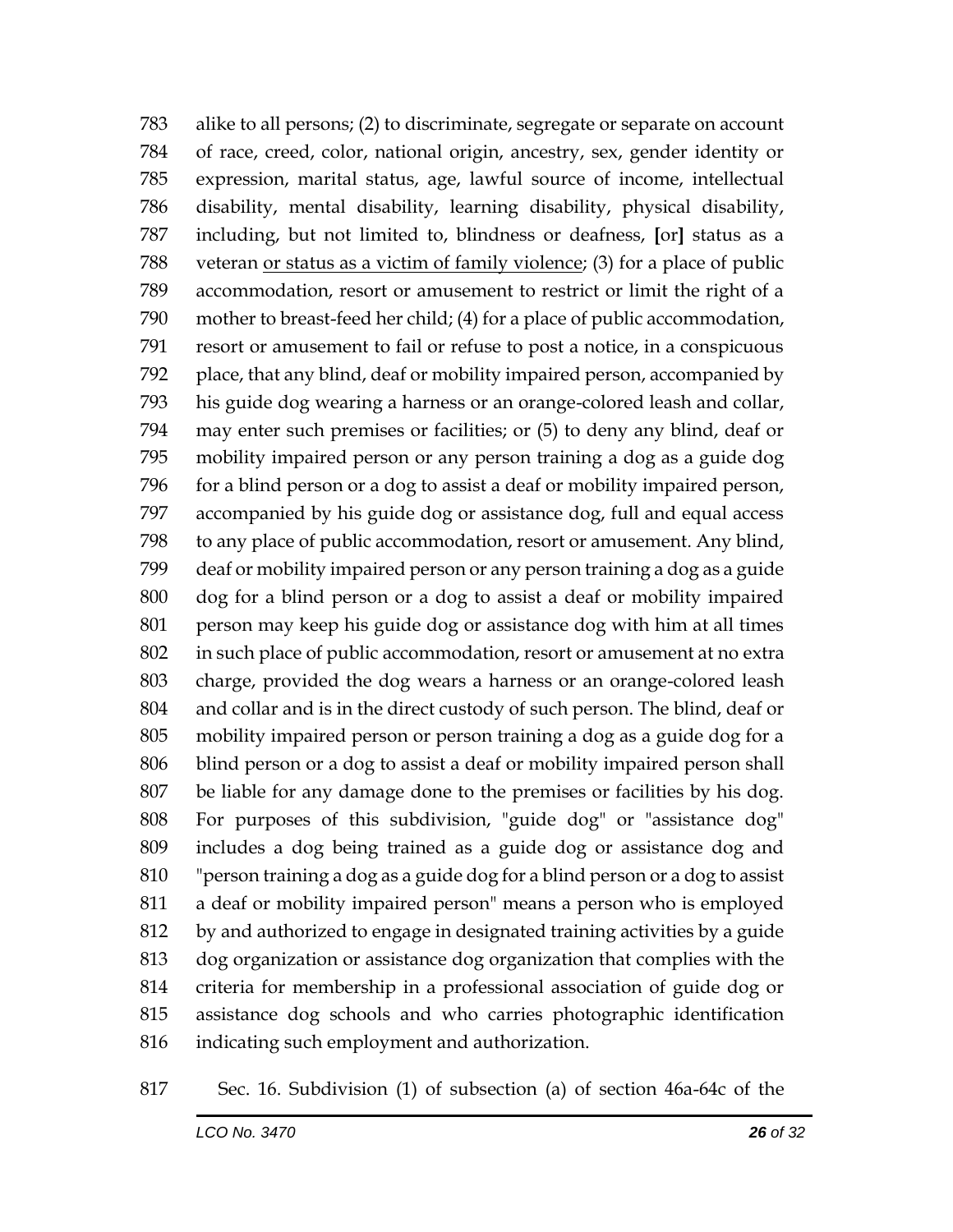783 alike to all persons; (2) to discriminate, segregate or separate on account
784 of race, creed, color, national origin, ancestry, sex, gender identity or
785 expression, marital status, age, lawful source of income, intellectual
786 disability, mental disability, learning disability, physical disability,
787 including, but not limited to, blindness or deafness, [or] status as a
788 veteran <u>or status as a victim of family violence</u>; (3) for a place of public
789 accommodation, resort or amusement to restrict or limit the right of a
790 mother to breast-feed her child; (4) for a place of public accommodation,
791 resort or amusement to fail or refuse to post a notice, in a conspicuous
792 place, that any blind, deaf or mobility impaired person, accompanied by
793 his guide dog wearing a harness or an orange-colored leash and collar,
794 may enter such premises or facilities; or (5) to deny any blind, deaf or
795 mobility impaired person or any person training a dog as a guide dog
796 for a blind person or a dog to assist a deaf or mobility impaired person,
797 accompanied by his guide dog or assistance dog, full and equal access
798 to any place of public accommodation, resort or amusement. Any blind,
799 deaf or mobility impaired person or any person training a dog as a guide
800 dog for a blind person or a dog to assist a deaf or mobility impaired
801 person may keep his guide dog or assistance dog with him at all times
802 in such place of public accommodation, resort or amusement at no extra
803 charge, provided the dog wears a harness or an orange-colored leash
804 and collar and is in the direct custody of such person. The blind, deaf or
805 mobility impaired person or person training a dog as a guide dog for a
806 blind person or a dog to assist a deaf or mobility impaired person shall
807 be liable for any damage done to the premises or facilities by his dog.
808 For purposes of this subdivision, "guide dog" or "assistance dog"
809 includes a dog being trained as a guide dog or assistance dog and
810 "person training a dog as a guide dog for a blind person or a dog to assist
811 a deaf or mobility impaired person" means a person who is employed
812 by and authorized to engage in designated training activities by a guide
813 dog organization or assistance dog organization that complies with the
814 criteria for membership in a professional association of guide dog or
815 assistance dog schools and who carries photographic identification
816 indicating such employment and authorization.

817 Sec. 16. Subdivision (1) of subsection (a) of section 46a-64c of the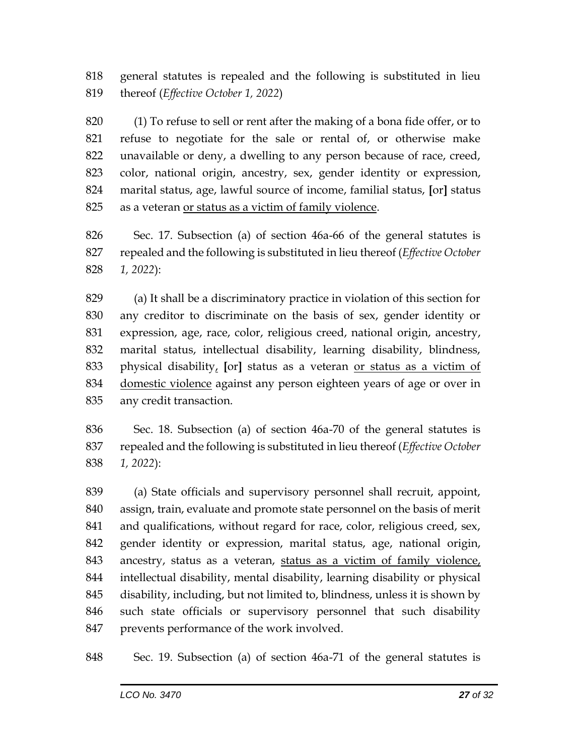general statutes is repealed and the following is substituted in lieu thereof (*Effective October 1, 2022*)

(1) To refuse to sell or rent after the making of a bona fide offer, or to refuse to negotiate for the sale or rental of, or otherwise make unavailable or deny, a dwelling to any person because of race, creed, color, national origin, ancestry, sex, gender identity or expression, marital status, age, lawful source of income, familial status, [or] status as a veteran <u>or status as a victim of family violence</u>.

Sec. 17. Subsection (a) of section 46a-66 of the general statutes is repealed and the following is substituted in lieu thereof (*Effective October 1, 2022*):

(a) It shall be a discriminatory practice in violation of this section for any creditor to discriminate on the basis of sex, gender identity or expression, age, race, color, religious creed, national origin, ancestry, marital status, intellectual disability, learning disability, blindness, physical disability<u>,</u> [or] status as a veteran <u>or status as a victim of domestic violence</u> against any person eighteen years of age or over in any credit transaction.

Sec. 18. Subsection (a) of section 46a-70 of the general statutes is repealed and the following is substituted in lieu thereof (*Effective October 1, 2022*):

(a) State officials and supervisory personnel shall recruit, appoint, assign, train, evaluate and promote state personnel on the basis of merit and qualifications, without regard for race, color, religious creed, sex, gender identity or expression, marital status, age, national origin, ancestry, status as a veteran, <u>status as a victim of family violence,</u> intellectual disability, mental disability, learning disability or physical disability, including, but not limited to, blindness, unless it is shown by such state officials or supervisory personnel that such disability prevents performance of the work involved.

Sec. 19. Subsection (a) of section 46a-71 of the general statutes is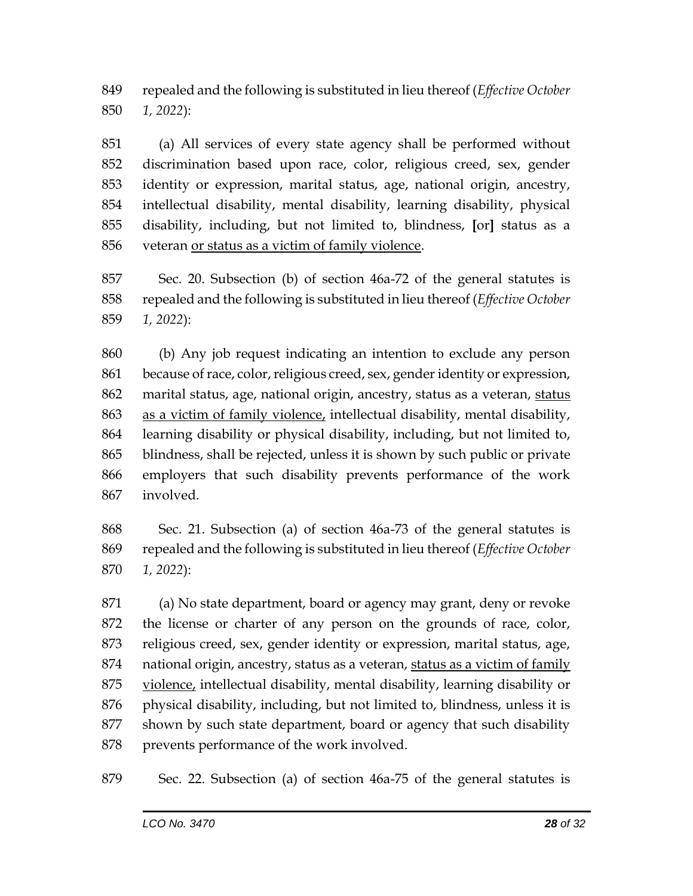repealed and the following is substituted in lieu thereof (*Effective October 1, 2022*):

(a) All services of every state agency shall be performed without discrimination based upon race, color, religious creed, sex, gender identity or expression, marital status, age, national origin, ancestry, intellectual disability, mental disability, learning disability, physical disability, including, but not limited to, blindness, **[**or**]** status as a veteran <u>or status as a victim of family violence</u>.

Sec. 20. Subsection (b) of section 46a-72 of the general statutes is repealed and the following is substituted in lieu thereof (*Effective October 1, 2022*):

(b) Any job request indicating an intention to exclude any person because of race, color, religious creed, sex, gender identity or expression, marital status, age, national origin, ancestry, status as a veteran, <u>status as a victim of family violence,</u> intellectual disability, mental disability, learning disability or physical disability, including, but not limited to, blindness, shall be rejected, unless it is shown by such public or private employers that such disability prevents performance of the work involved.

Sec. 21. Subsection (a) of section 46a-73 of the general statutes is repealed and the following is substituted in lieu thereof (*Effective October 1, 2022*):

(a) No state department, board or agency may grant, deny or revoke the license or charter of any person on the grounds of race, color, religious creed, sex, gender identity or expression, marital status, age, national origin, ancestry, status as a veteran, <u>status as a victim of family violence,</u> intellectual disability, mental disability, learning disability or physical disability, including, but not limited to, blindness, unless it is shown by such state department, board or agency that such disability prevents performance of the work involved.

Sec. 22. Subsection (a) of section 46a-75 of the general statutes is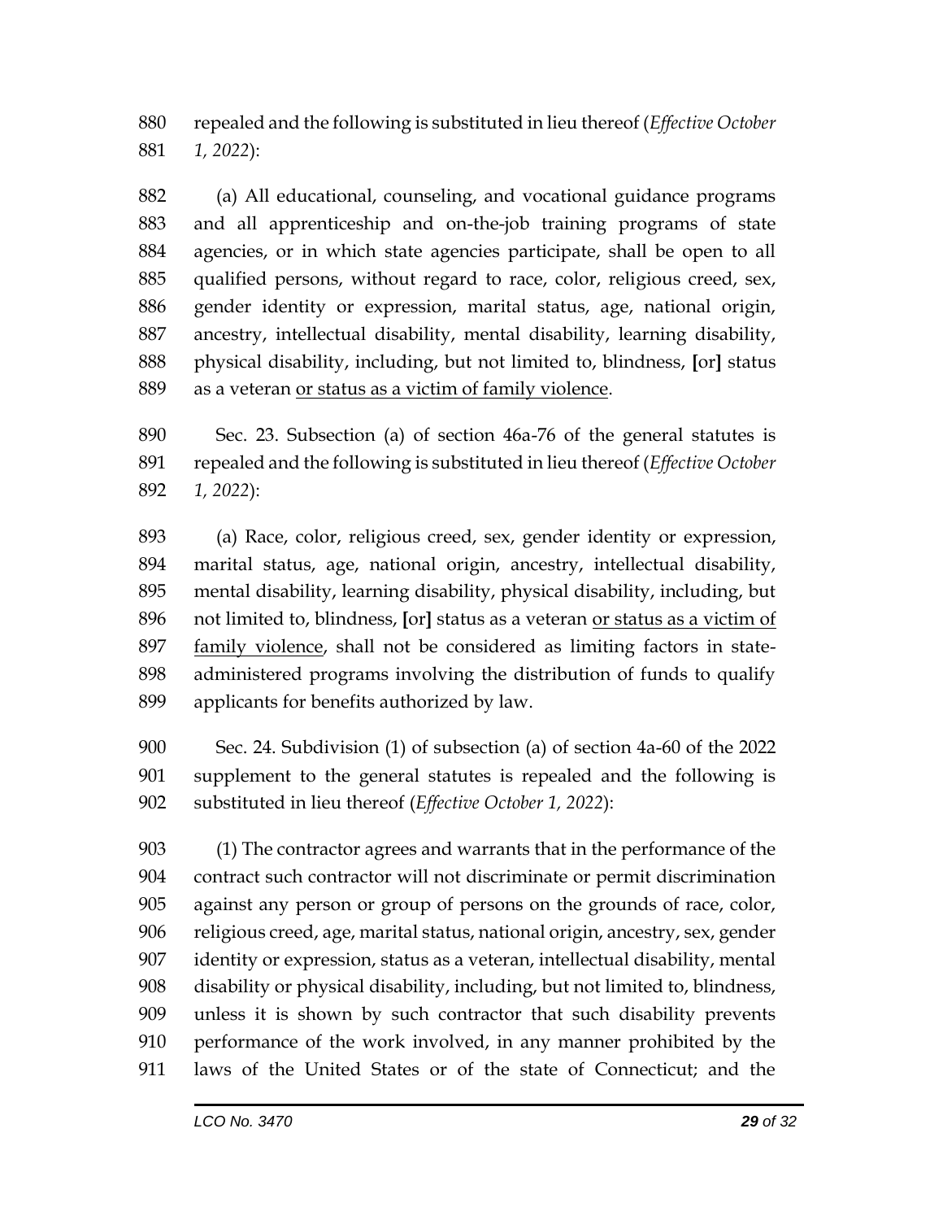repealed and the following is substituted in lieu thereof (*Effective October 1, 2022*):

(a) All educational, counseling, and vocational guidance programs and all apprenticeship and on-the-job training programs of state agencies, or in which state agencies participate, shall be open to all qualified persons, without regard to race, color, religious creed, sex, gender identity or expression, marital status, age, national origin, ancestry, intellectual disability, mental disability, learning disability, physical disability, including, but not limited to, blindness, **[**or**]** status as a veteran <u>or status as a victim of family violence</u>.

Sec. 23. Subsection (a) of section 46a-76 of the general statutes is repealed and the following is substituted in lieu thereof (*Effective October 1, 2022*):

(a) Race, color, religious creed, sex, gender identity or expression, marital status, age, national origin, ancestry, intellectual disability, mental disability, learning disability, physical disability, including, but not limited to, blindness, **[**or**]** status as a veteran <u>or status as a victim of family violence</u>, shall not be considered as limiting factors in state-administered programs involving the distribution of funds to qualify applicants for benefits authorized by law.

Sec. 24. Subdivision (1) of subsection (a) of section 4a-60 of the 2022 supplement to the general statutes is repealed and the following is substituted in lieu thereof (*Effective October 1, 2022*):

(1) The contractor agrees and warrants that in the performance of the contract such contractor will not discriminate or permit discrimination against any person or group of persons on the grounds of race, color, religious creed, age, marital status, national origin, ancestry, sex, gender identity or expression, status as a veteran, intellectual disability, mental disability or physical disability, including, but not limited to, blindness, unless it is shown by such contractor that such disability prevents performance of the work involved, in any manner prohibited by the laws of the United States or of the state of Connecticut; and the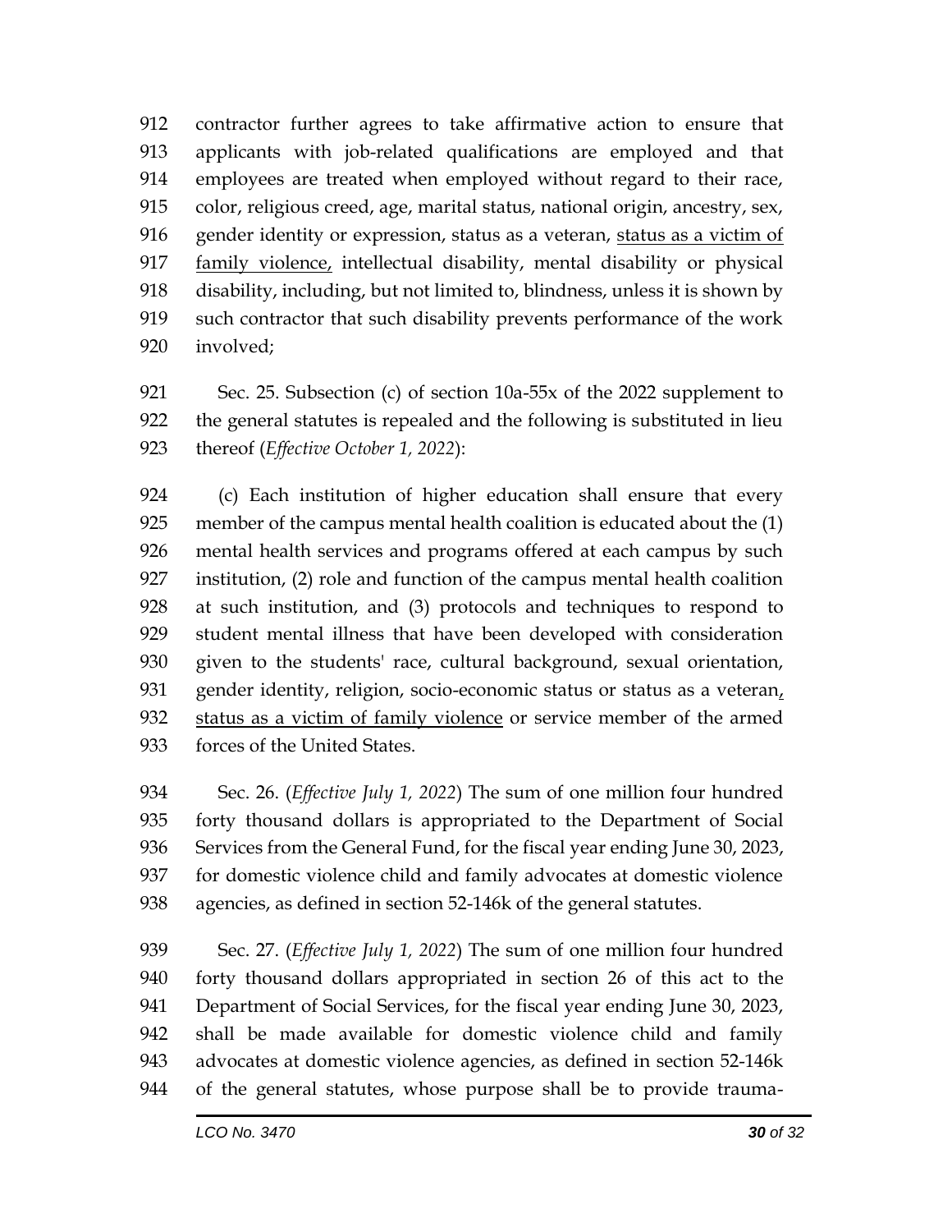contractor further agrees to take affirmative action to ensure that applicants with job-related qualifications are employed and that employees are treated when employed without regard to their race, color, religious creed, age, marital status, national origin, ancestry, sex, gender identity or expression, status as a veteran, <u>status as a victim of family violence,</u> intellectual disability, mental disability or physical disability, including, but not limited to, blindness, unless it is shown by such contractor that such disability prevents performance of the work involved;

Sec. 25. Subsection (c) of section 10a-55x of the 2022 supplement to the general statutes is repealed and the following is substituted in lieu thereof (*Effective October 1, 2022*):

(c) Each institution of higher education shall ensure that every member of the campus mental health coalition is educated about the (1) mental health services and programs offered at each campus by such institution, (2) role and function of the campus mental health coalition at such institution, and (3) protocols and techniques to respond to student mental illness that have been developed with consideration given to the students' race, cultural background, sexual orientation, gender identity, religion, socio-economic status or status as a veteran<u>, status as a victim of family violence</u> or service member of the armed forces of the United States.

Sec. 26. (*Effective July 1, 2022*) The sum of one million four hundred forty thousand dollars is appropriated to the Department of Social Services from the General Fund, for the fiscal year ending June 30, 2023, for domestic violence child and family advocates at domestic violence agencies, as defined in section 52-146k of the general statutes.

Sec. 27. (*Effective July 1, 2022*) The sum of one million four hundred forty thousand dollars appropriated in section 26 of this act to the Department of Social Services, for the fiscal year ending June 30, 2023, shall be made available for domestic violence child and family advocates at domestic violence agencies, as defined in section 52-146k of the general statutes, whose purpose shall be to provide trauma-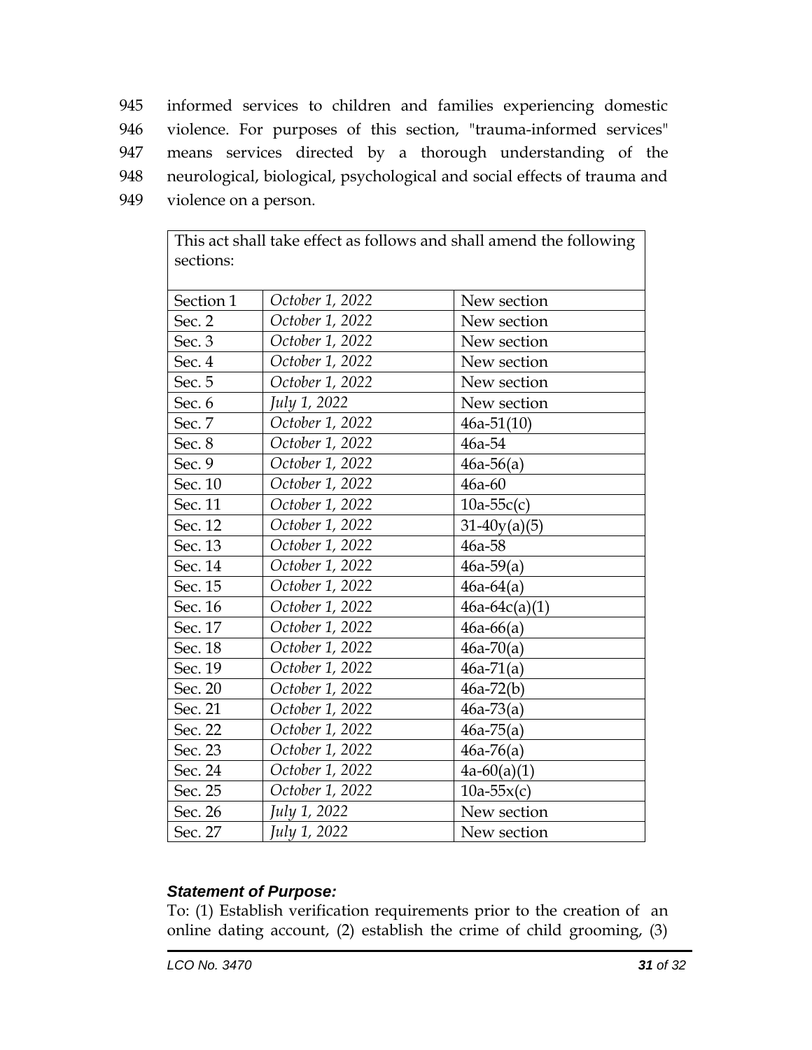945 informed services to children and families experiencing domestic
946 violence. For purposes of this section, "trauma-informed services"
947 means services directed by a thorough understanding of the
948 neurological, biological, psychological and social effects of trauma and
949 violence on a person.

| This act shall take effect as follows and shall amend the following sections: | | |
|---|---|---|
| Section 1 | *October 1, 2022* | New section |
| Sec. 2 | *October 1, 2022* | New section |
| Sec. 3 | *October 1, 2022* | New section |
| Sec. 4 | *October 1, 2022* | New section |
| Sec. 5 | *October 1, 2022* | New section |
| Sec. 6 | *July 1, 2022* | New section |
| Sec. 7 | *October 1, 2022* | 46a-51(10) |
| Sec. 8 | *October 1, 2022* | 46a-54 |
| Sec. 9 | *October 1, 2022* | 46a-56(a) |
| Sec. 10 | *October 1, 2022* | 46a-60 |
| Sec. 11 | *October 1, 2022* | 10a-55c(c) |
| Sec. 12 | *October 1, 2022* | 31-40y(a)(5) |
| Sec. 13 | *October 1, 2022* | 46a-58 |
| Sec. 14 | *October 1, 2022* | 46a-59(a) |
| Sec. 15 | *October 1, 2022* | 46a-64(a) |
| Sec. 16 | *October 1, 2022* | 46a-64c(a)(1) |
| Sec. 17 | *October 1, 2022* | 46a-66(a) |
| Sec. 18 | *October 1, 2022* | 46a-70(a) |
| Sec. 19 | *October 1, 2022* | 46a-71(a) |
| Sec. 20 | *October 1, 2022* | 46a-72(b) |
| Sec. 21 | *October 1, 2022* | 46a-73(a) |
| Sec. 22 | *October 1, 2022* | 46a-75(a) |
| Sec. 23 | *October 1, 2022* | 46a-76(a) |
| Sec. 24 | *October 1, 2022* | 4a-60(a)(1) |
| Sec. 25 | *October 1, 2022* | 10a-55x(c) |
| Sec. 26 | *July 1, 2022* | New section |
| Sec. 27 | *July 1, 2022* | New section |

***Statement of Purpose:***

To: (1) Establish verification requirements prior to the creation of an online dating account, (2) establish the crime of child grooming, (3)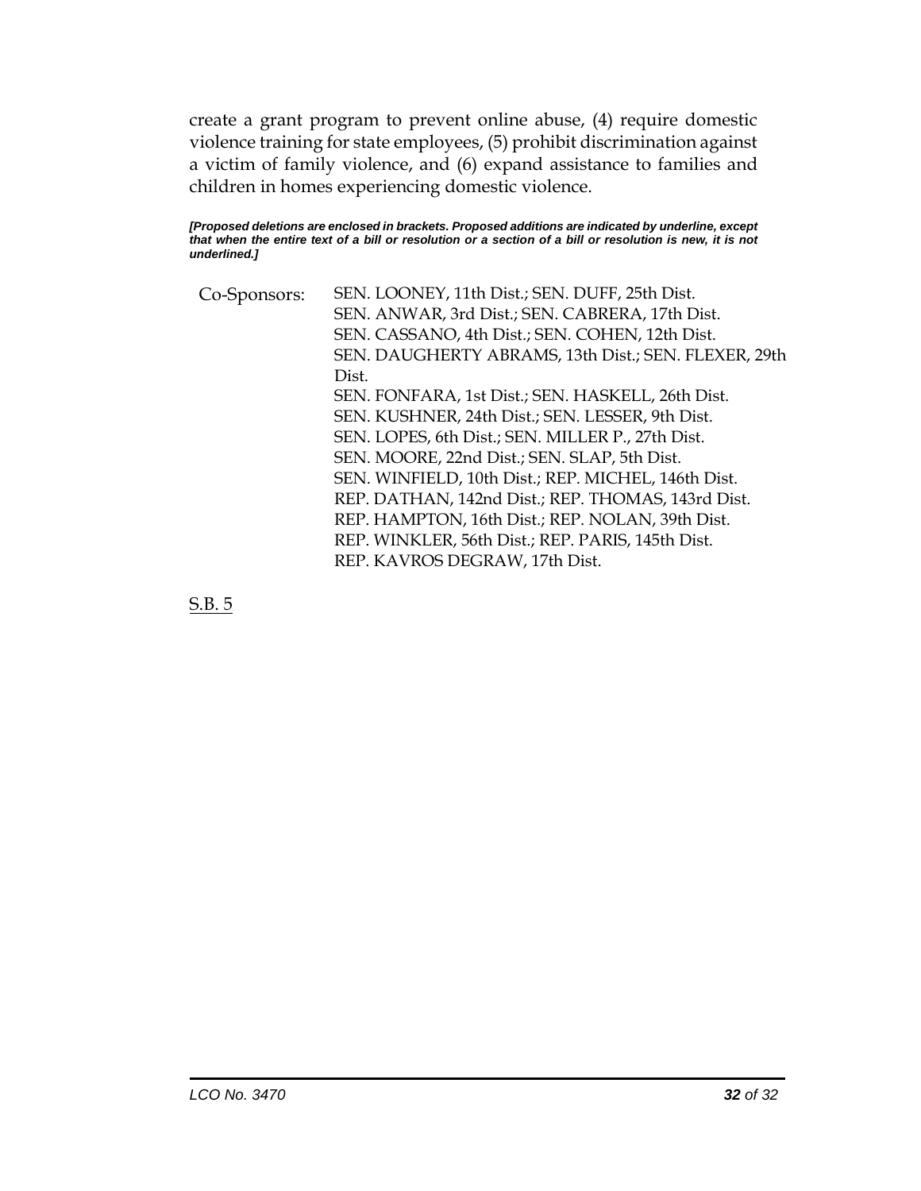create a grant program to prevent online abuse, (4) require domestic violence training for state employees, (5) prohibit discrimination against a victim of family violence, and (6) expand assistance to families and children in homes experiencing domestic violence.

***[Proposed deletions are enclosed in brackets. Proposed additions are indicated by underline, except that when the entire text of a bill or resolution or a section of a bill or resolution is new, it is not underlined.]***

| | |
|---|---|
| Co-Sponsors: | SEN. LOONEY, 11th Dist.; SEN. DUFF, 25th Dist.<br>SEN. ANWAR, 3rd Dist.; SEN. CABRERA, 17th Dist.<br>SEN. CASSANO, 4th Dist.; SEN. COHEN, 12th Dist.<br>SEN. DAUGHERTY ABRAMS, 13th Dist.; SEN. FLEXER, 29th Dist.<br>SEN. FONFARA, 1st Dist.; SEN. HASKELL, 26th Dist.<br>SEN. KUSHNER, 24th Dist.; SEN. LESSER, 9th Dist.<br>SEN. LOPES, 6th Dist.; SEN. MILLER P., 27th Dist.<br>SEN. MOORE, 22nd Dist.; SEN. SLAP, 5th Dist.<br>SEN. WINFIELD, 10th Dist.; REP. MICHEL, 146th Dist.<br>REP. DATHAN, 142nd Dist.; REP. THOMAS, 143rd Dist.<br>REP. HAMPTON, 16th Dist.; REP. NOLAN, 39th Dist.<br>REP. WINKLER, 56th Dist.; REP. PARIS, 145th Dist.<br>REP. KAVROS DEGRAW, 17th Dist. |

S.B. 5